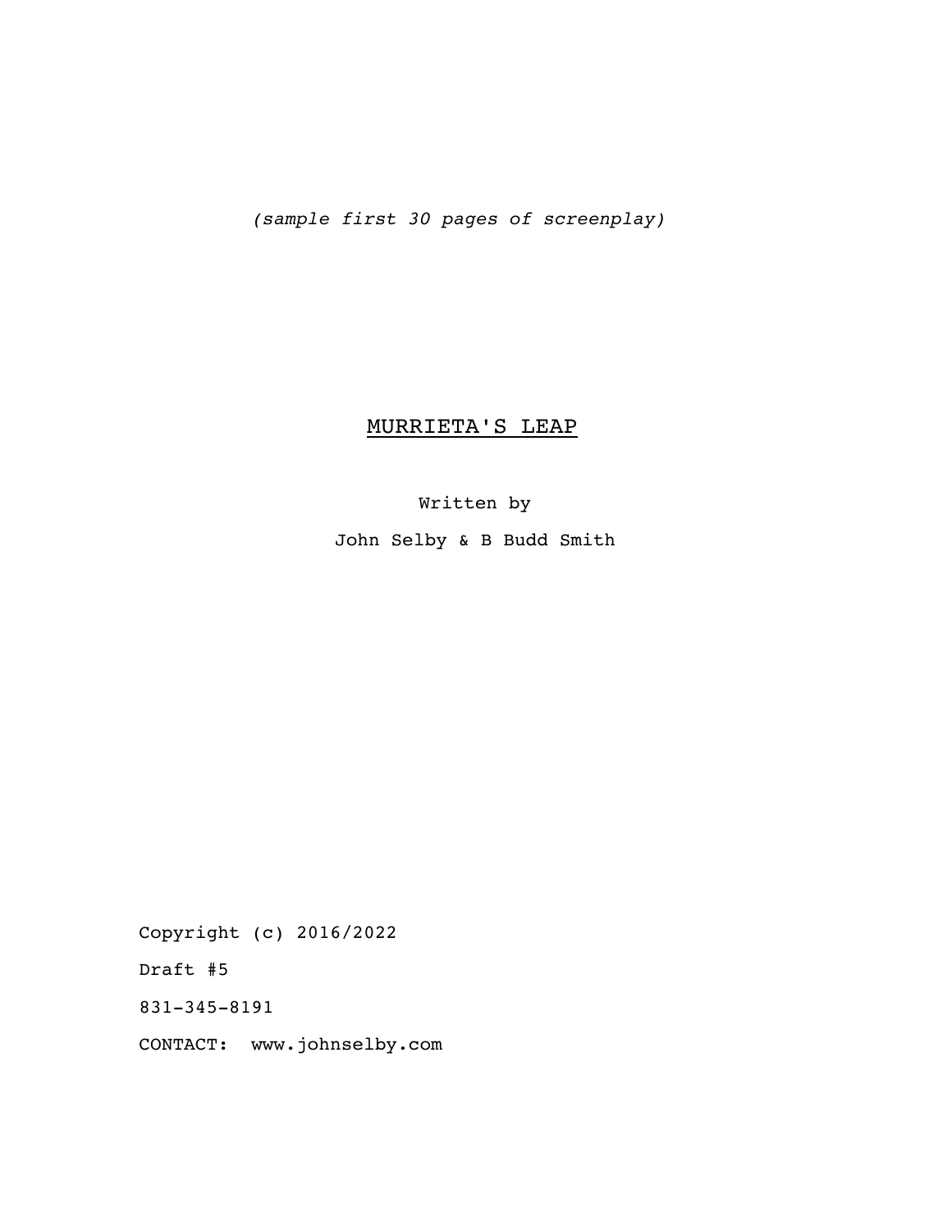*(sample first 30 pages of screenplay)*

# MURRIETA'S LEAP

Written by

John Selby & B Budd Smith

Copyright (c) 2016/2022

Draft #5

831-345-8191

CONTACT: www.johnselby.com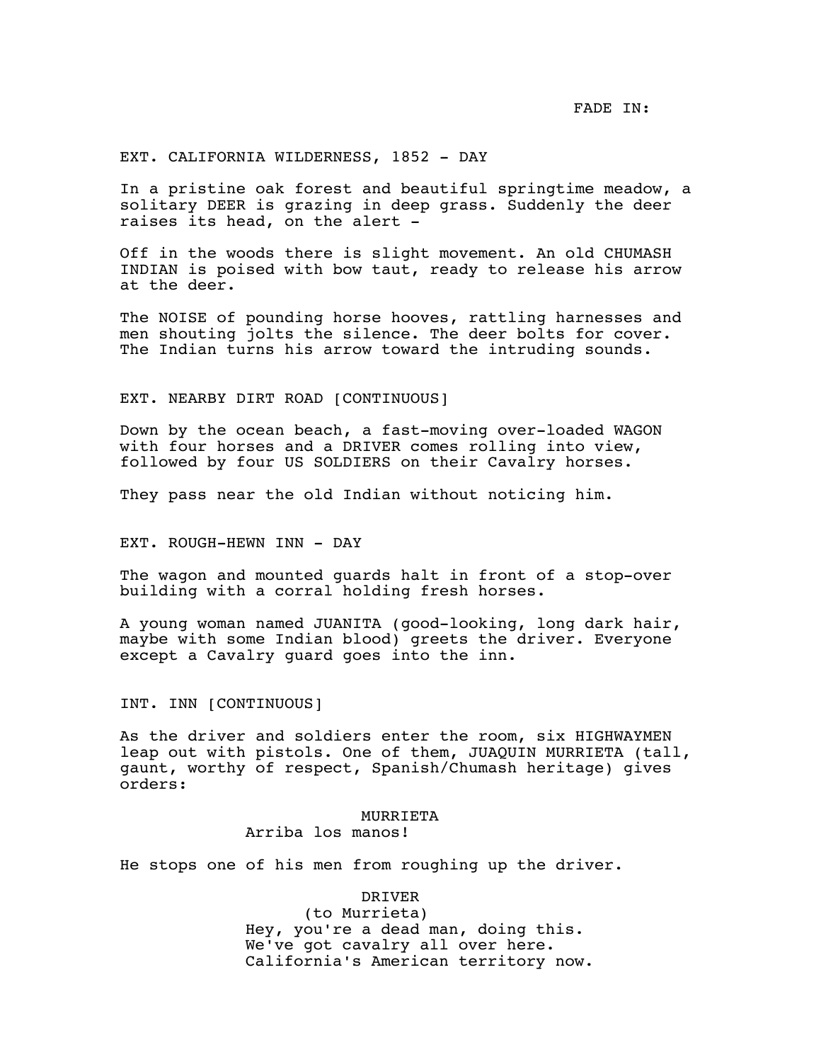FADE IN:

EXT. CALIFORNIA WILDERNESS, 1852 - DAY

In a pristine oak forest and beautiful springtime meadow, a solitary DEER is grazing in deep grass. Suddenly the deer raises its head, on the alert -

Off in the woods there is slight movement. An old CHUMASH INDIAN is poised with bow taut, ready to release his arrow at the deer.

The NOISE of pounding horse hooves, rattling harnesses and men shouting jolts the silence. The deer bolts for cover. The Indian turns his arrow toward the intruding sounds.

EXT. NEARBY DIRT ROAD [CONTINUOUS]

Down by the ocean beach, a fast-moving over-loaded WAGON with four horses and a DRIVER comes rolling into view, followed by four US SOLDIERS on their Cavalry horses.

They pass near the old Indian without noticing him.

EXT. ROUGH-HEWN INN - DAY

The wagon and mounted guards halt in front of a stop-over building with a corral holding fresh horses.

A young woman named JUANITA (good-looking, long dark hair, maybe with some Indian blood) greets the driver. Everyone except a Cavalry guard goes into the inn.

INT. INN [CONTINUOUS]

As the driver and soldiers enter the room, six HIGHWAYMEN leap out with pistols. One of them, JUAQUIN MURRIETA (tall, gaunt, worthy of respect, Spanish/Chumash heritage) gives orders:

MURRIETA
Arriba los manos!

He stops one of his men from roughing up the driver.

DRIVER
(to Murrieta)
Hey, you're a dead man, doing this. We've got cavalry all over here. California's American territory now.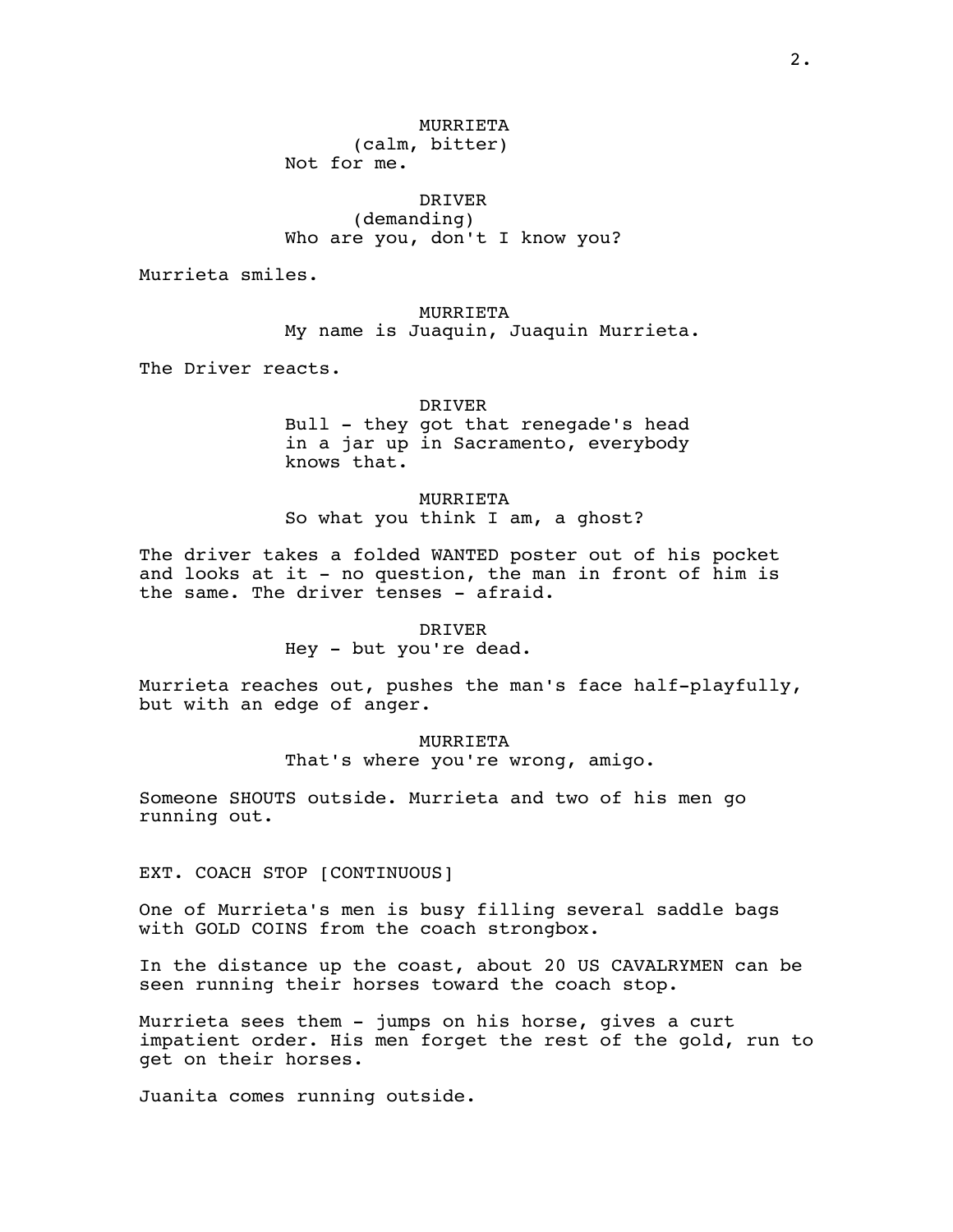MURRIETA
(calm, bitter)
Not for me.

DRIVER
(demanding)
Who are you, don't I know you?

Murrieta smiles.

MURRIETA
My name is Juaquin, Juaquin Murrieta.

The Driver reacts.

DRIVER
Bull - they got that renegade's head in a jar up in Sacramento, everybody knows that.

MURRIETA
So what you think I am, a ghost?

The driver takes a folded WANTED poster out of his pocket and looks at it - no question, the man in front of him is the same. The driver tenses - afraid.

DRIVER
Hey - but you're dead.

Murrieta reaches out, pushes the man's face half-playfully, but with an edge of anger.

MURRIETA
That's where you're wrong, amigo.

Someone SHOUTS outside. Murrieta and two of his men go running out.

EXT. COACH STOP [CONTINUOUS]

One of Murrieta's men is busy filling several saddle bags with GOLD COINS from the coach strongbox.

In the distance up the coast, about 20 US CAVALRYMEN can be seen running their horses toward the coach stop.

Murrieta sees them - jumps on his horse, gives a curt impatient order. His men forget the rest of the gold, run to get on their horses.

Juanita comes running outside.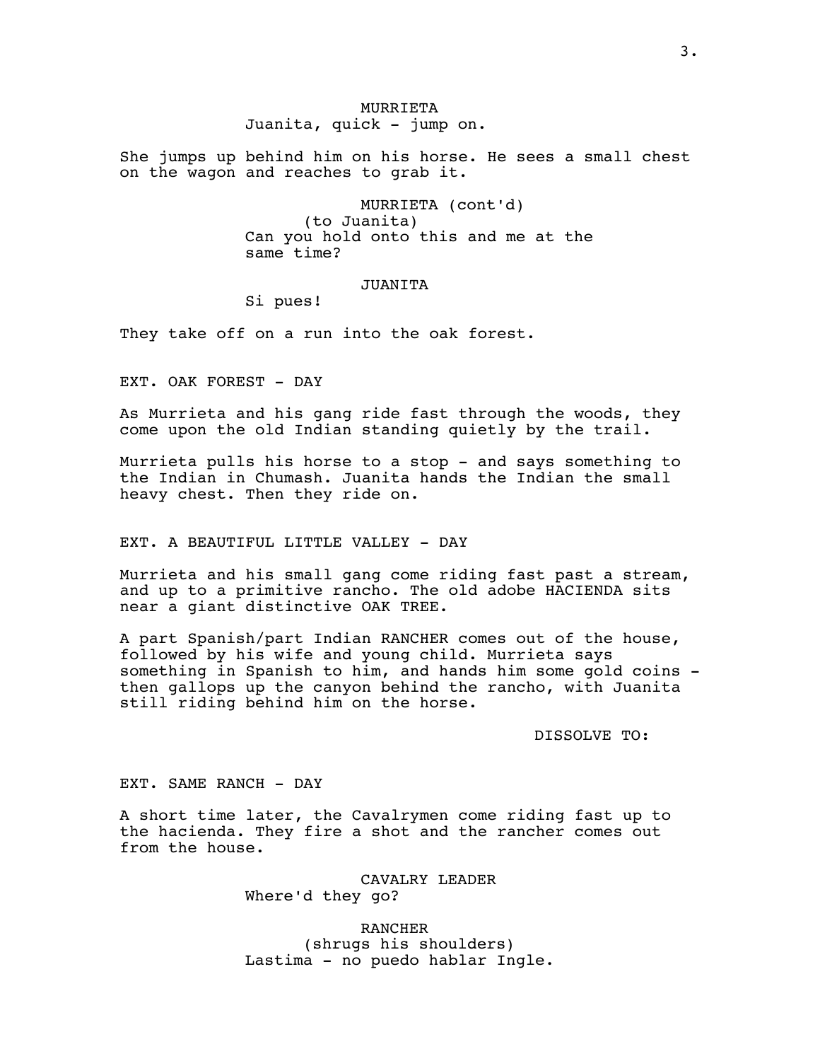MURRIETA
Juanita, quick - jump on.

She jumps up behind him on his horse. He sees a small chest on the wagon and reaches to grab it.

MURRIETA (cont'd)
(to Juanita)
Can you hold onto this and me at the same time?

JUANITA
Si pues!

They take off on a run into the oak forest.

EXT. OAK FOREST - DAY

As Murrieta and his gang ride fast through the woods, they come upon the old Indian standing quietly by the trail.

Murrieta pulls his horse to a stop - and says something to the Indian in Chumash. Juanita hands the Indian the small heavy chest. Then they ride on.

EXT. A BEAUTIFUL LITTLE VALLEY - DAY

Murrieta and his small gang come riding fast past a stream, and up to a primitive rancho. The old adobe HACIENDA sits near a giant distinctive OAK TREE.

A part Spanish/part Indian RANCHER comes out of the house, followed by his wife and young child. Murrieta says something in Spanish to him, and hands him some gold coins - then gallops up the canyon behind the rancho, with Juanita still riding behind him on the horse.

DISSOLVE TO:

EXT. SAME RANCH - DAY

A short time later, the Cavalrymen come riding fast up to the hacienda. They fire a shot and the rancher comes out from the house.

CAVALRY LEADER
Where'd they go?

RANCHER
(shrugs his shoulders)
Lastima - no puedo hablar Ingle.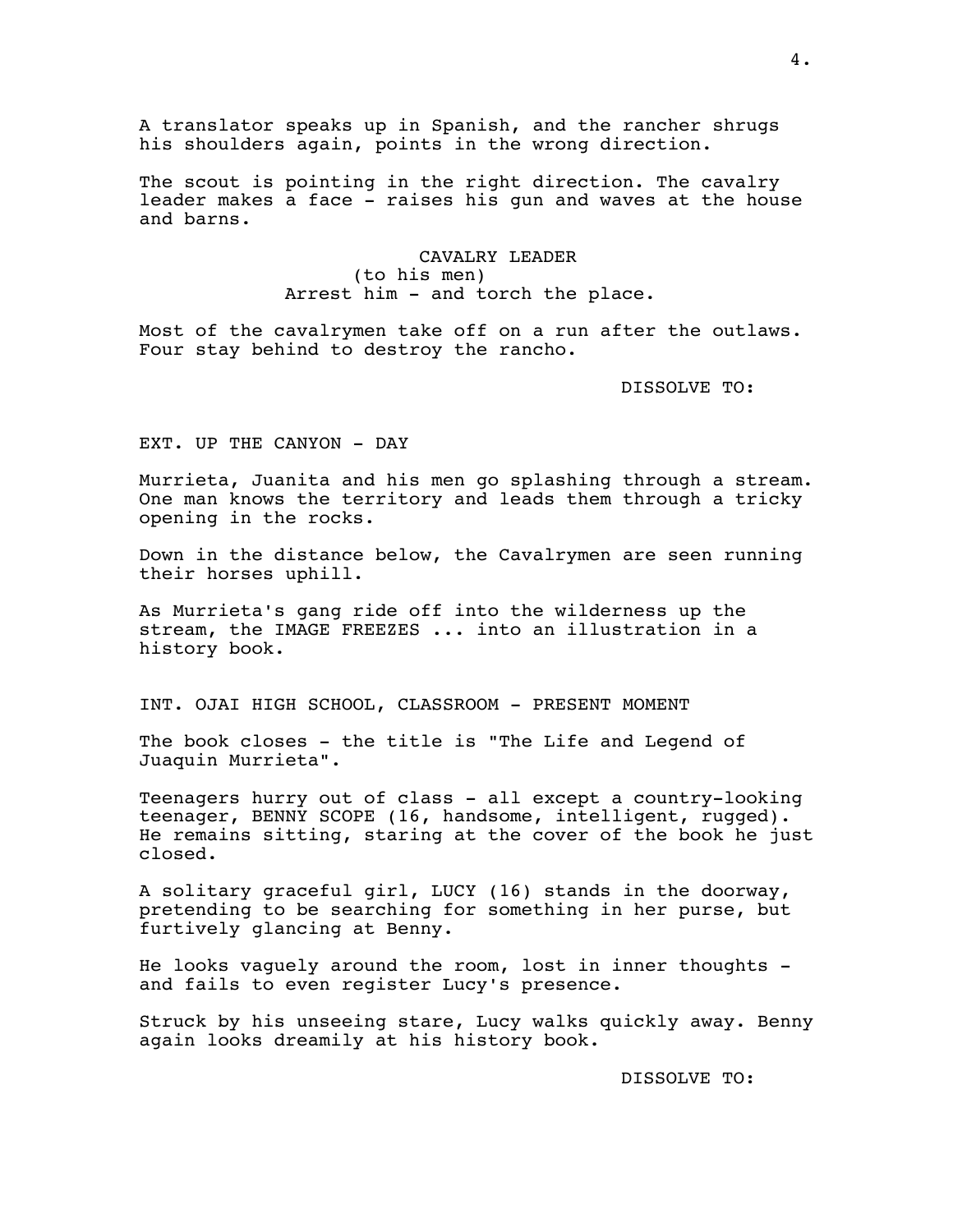A translator speaks up in Spanish, and the rancher shrugs his shoulders again, points in the wrong direction.

The scout is pointing in the right direction. The cavalry leader makes a face - raises his gun and waves at the house and barns.

CAVALRY LEADER
(to his men)
Arrest him - and torch the place.

Most of the cavalrymen take off on a run after the outlaws. Four stay behind to destroy the rancho.

DISSOLVE TO:

EXT. UP THE CANYON - DAY

Murrieta, Juanita and his men go splashing through a stream. One man knows the territory and leads them through a tricky opening in the rocks.

Down in the distance below, the Cavalrymen are seen running their horses uphill.

As Murrieta's gang ride off into the wilderness up the stream, the IMAGE FREEZES ... into an illustration in a history book.

INT. OJAI HIGH SCHOOL, CLASSROOM - PRESENT MOMENT

The book closes - the title is "The Life and Legend of Juaquin Murrieta".

Teenagers hurry out of class - all except a country-looking teenager, BENNY SCOPE (16, handsome, intelligent, rugged). He remains sitting, staring at the cover of the book he just closed.

A solitary graceful girl, LUCY (16) stands in the doorway, pretending to be searching for something in her purse, but furtively glancing at Benny.

He looks vaguely around the room, lost in inner thoughts - and fails to even register Lucy's presence.

Struck by his unseeing stare, Lucy walks quickly away. Benny again looks dreamily at his history book.

DISSOLVE TO: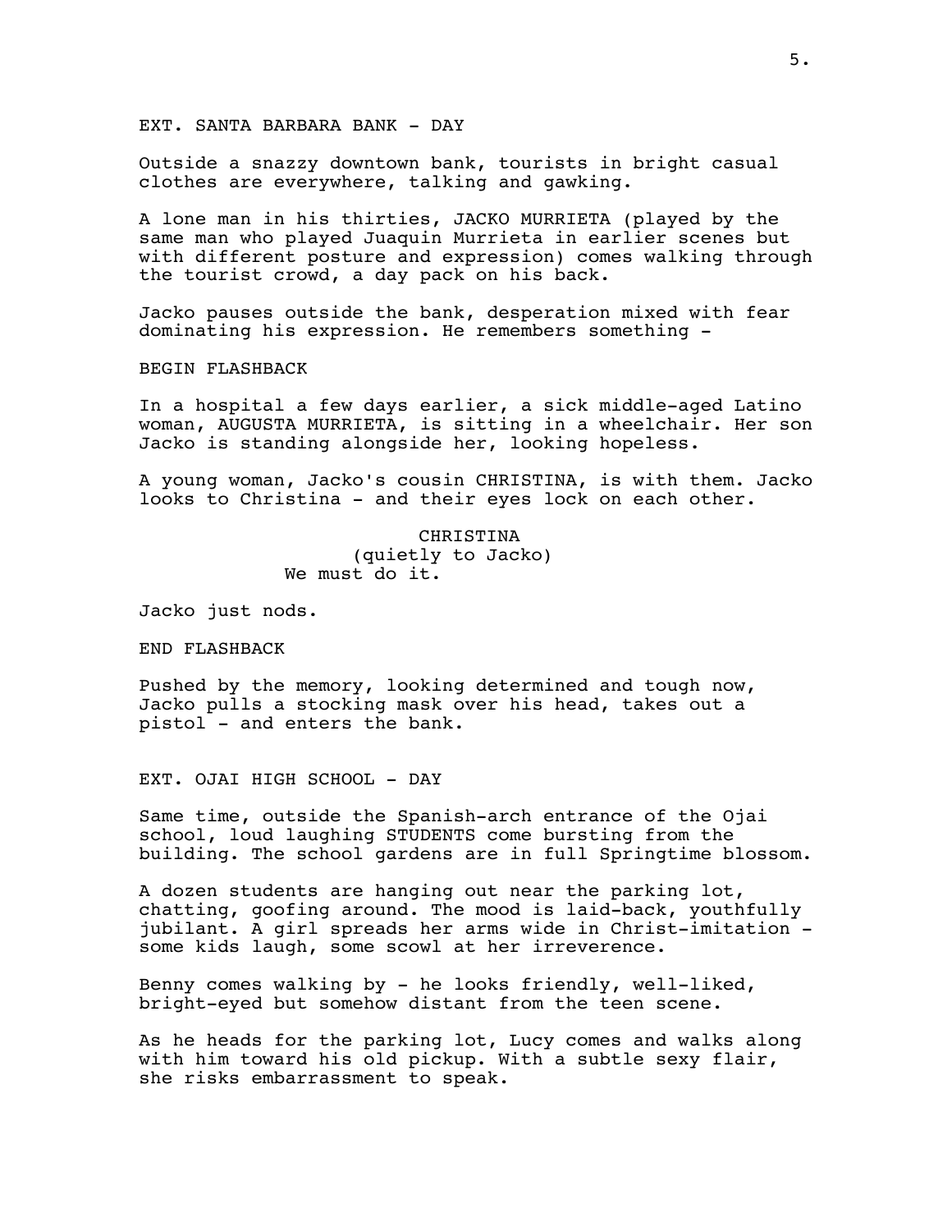EXT. SANTA BARBARA BANK - DAY

Outside a snazzy downtown bank, tourists in bright casual clothes are everywhere, talking and gawking.

A lone man in his thirties, JACKO MURRIETA (played by the same man who played Juaquin Murrieta in earlier scenes but with different posture and expression) comes walking through the tourist crowd, a day pack on his back.

Jacko pauses outside the bank, desperation mixed with fear dominating his expression. He remembers something -

BEGIN FLASHBACK

In a hospital a few days earlier, a sick middle-aged Latino woman, AUGUSTA MURRIETA, is sitting in a wheelchair. Her son Jacko is standing alongside her, looking hopeless.

A young woman, Jacko's cousin CHRISTINA, is with them. Jacko looks to Christina - and their eyes lock on each other.

CHRISTINA
(quietly to Jacko)
We must do it.

Jacko just nods.

END FLASHBACK

Pushed by the memory, looking determined and tough now, Jacko pulls a stocking mask over his head, takes out a pistol - and enters the bank.

EXT. OJAI HIGH SCHOOL - DAY

Same time, outside the Spanish-arch entrance of the Ojai school, loud laughing STUDENTS come bursting from the building. The school gardens are in full Springtime blossom.

A dozen students are hanging out near the parking lot, chatting, goofing around. The mood is laid-back, youthfully jubilant. A girl spreads her arms wide in Christ-imitation - some kids laugh, some scowl at her irreverence.

Benny comes walking by - he looks friendly, well-liked, bright-eyed but somehow distant from the teen scene.

As he heads for the parking lot, Lucy comes and walks along with him toward his old pickup. With a subtle sexy flair, she risks embarrassment to speak.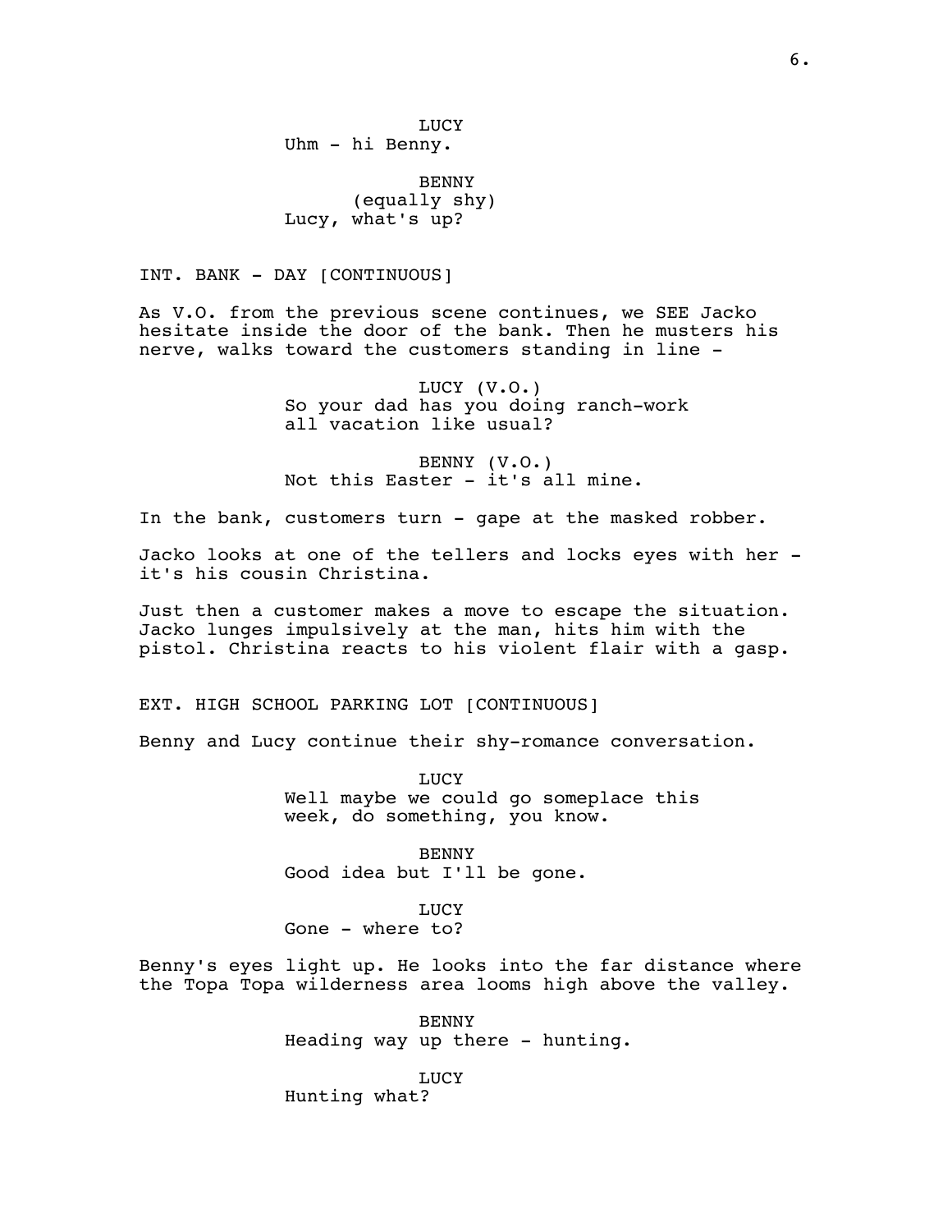LUCY
Uhm - hi Benny.

BENNY
(equally shy)
Lucy, what's up?

INT. BANK - DAY [CONTINUOUS]

As V.O. from the previous scene continues, we SEE Jacko hesitate inside the door of the bank. Then he musters his nerve, walks toward the customers standing in line -

LUCY (V.O.)
So your dad has you doing ranch-work all vacation like usual?

BENNY (V.O.)
Not this Easter - it's all mine.

In the bank, customers turn - gape at the masked robber.

Jacko looks at one of the tellers and locks eyes with her - it's his cousin Christina.

Just then a customer makes a move to escape the situation. Jacko lunges impulsively at the man, hits him with the pistol. Christina reacts to his violent flair with a gasp.

EXT. HIGH SCHOOL PARKING LOT [CONTINUOUS]

Benny and Lucy continue their shy-romance conversation.

LUCY
Well maybe we could go someplace this week, do something, you know.

BENNY
Good idea but I'll be gone.

LUCY
Gone - where to?

Benny's eyes light up. He looks into the far distance where the Topa Topa wilderness area looms high above the valley.

BENNY
Heading way up there - hunting.

LUCY
Hunting what?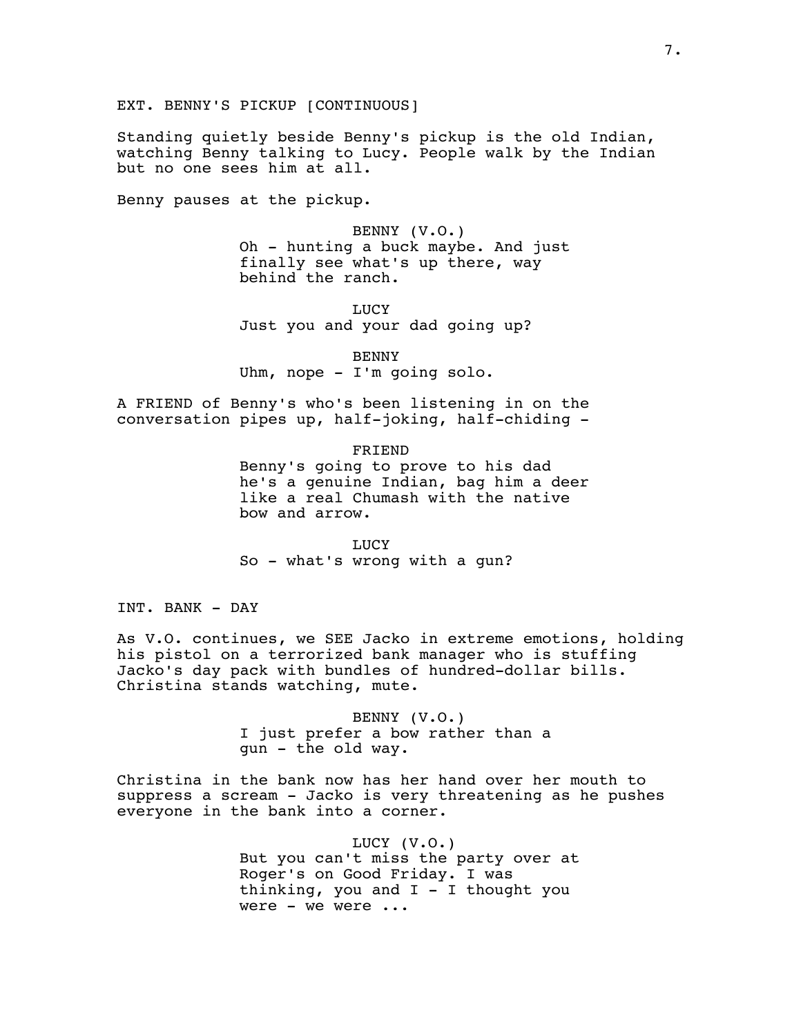EXT. BENNY'S PICKUP [CONTINUOUS]

Standing quietly beside Benny's pickup is the old Indian, watching Benny talking to Lucy. People walk by the Indian but no one sees him at all.

Benny pauses at the pickup.

BENNY (V.O.)
Oh - hunting a buck maybe. And just finally see what's up there, way behind the ranch.

LUCY
Just you and your dad going up?

BENNY
Uhm, nope - I'm going solo.

A FRIEND of Benny's who's been listening in on the conversation pipes up, half-joking, half-chiding -

FRIEND
Benny's going to prove to his dad he's a genuine Indian, bag him a deer like a real Chumash with the native bow and arrow.

LUCY
So - what's wrong with a gun?

INT. BANK - DAY

As V.O. continues, we SEE Jacko in extreme emotions, holding his pistol on a terrorized bank manager who is stuffing Jacko's day pack with bundles of hundred-dollar bills. Christina stands watching, mute.

BENNY (V.O.)
I just prefer a bow rather than a gun - the old way.

Christina in the bank now has her hand over her mouth to suppress a scream - Jacko is very threatening as he pushes everyone in the bank into a corner.

LUCY (V.O.)
But you can't miss the party over at Roger's on Good Friday. I was thinking, you and I - I thought you were - we were ...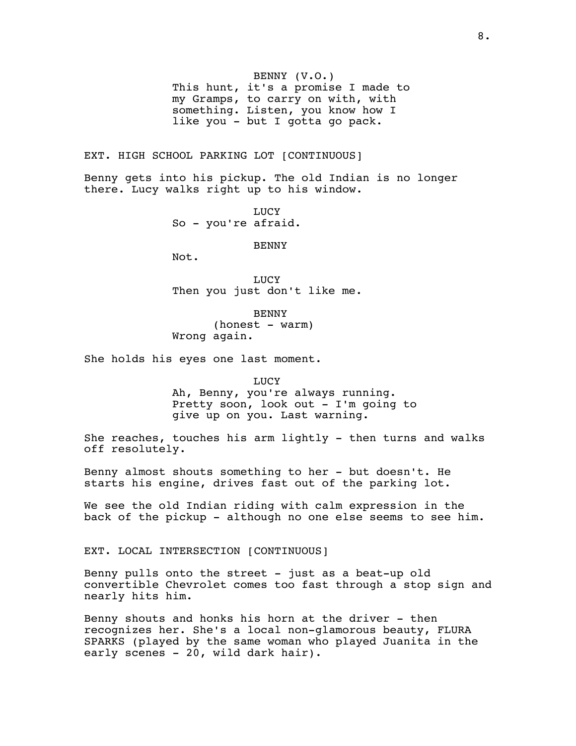BENNY (V.O.)
This hunt, it's a promise I made to my Gramps, to carry on with, with something. Listen, you know how I like you - but I gotta go pack.

EXT. HIGH SCHOOL PARKING LOT [CONTINUOUS]

Benny gets into his pickup. The old Indian is no longer there. Lucy walks right up to his window.

LUCY
So - you're afraid.

BENNY
Not.

LUCY
Then you just don't like me.

BENNY
(honest - warm)
Wrong again.

She holds his eyes one last moment.

LUCY
Ah, Benny, you're always running. Pretty soon, look out - I'm going to give up on you. Last warning.

She reaches, touches his arm lightly - then turns and walks off resolutely.

Benny almost shouts something to her - but doesn't. He starts his engine, drives fast out of the parking lot.

We see the old Indian riding with calm expression in the back of the pickup - although no one else seems to see him.

EXT. LOCAL INTERSECTION [CONTINUOUS]

Benny pulls onto the street - just as a beat-up old convertible Chevrolet comes too fast through a stop sign and nearly hits him.

Benny shouts and honks his horn at the driver - then recognizes her. She's a local non-glamorous beauty, FLURA SPARKS (played by the same woman who played Juanita in the early scenes - 20, wild dark hair).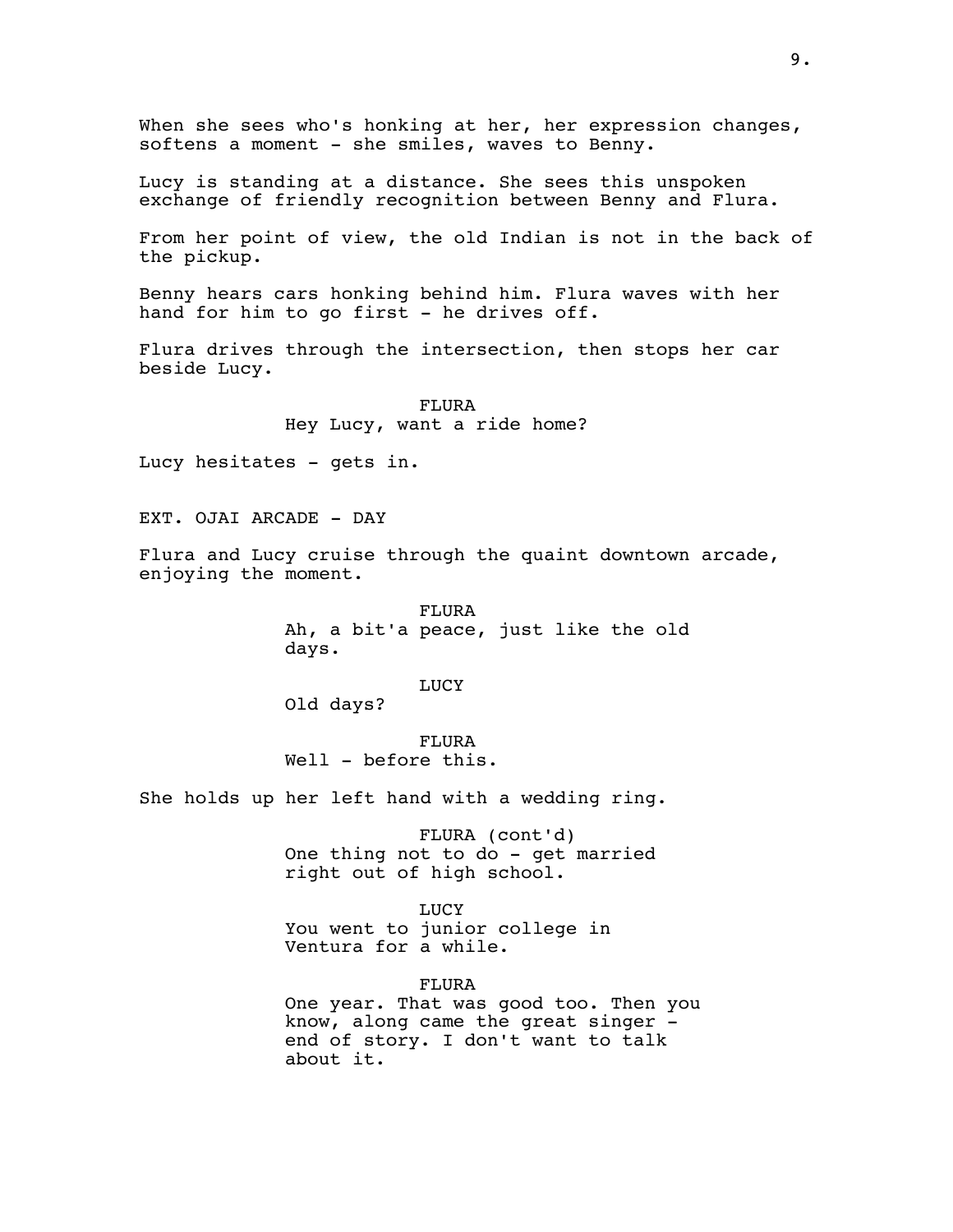When she sees who's honking at her, her expression changes, softens a moment - she smiles, waves to Benny.

Lucy is standing at a distance. She sees this unspoken exchange of friendly recognition between Benny and Flura.

From her point of view, the old Indian is not in the back of the pickup.

Benny hears cars honking behind him. Flura waves with her hand for him to go first - he drives off.

Flura drives through the intersection, then stops her car beside Lucy.

FLURA
Hey Lucy, want a ride home?

Lucy hesitates - gets in.

EXT. OJAI ARCADE - DAY

Flura and Lucy cruise through the quaint downtown arcade, enjoying the moment.

FLURA
Ah, a bit'a peace, just like the old days.

LUCY
Old days?

FLURA
Well - before this.

She holds up her left hand with a wedding ring.

FLURA (cont'd)
One thing not to do - get married right out of high school.

LUCY
You went to junior college in Ventura for a while.

FLURA
One year. That was good too. Then you know, along came the great singer - end of story. I don't want to talk about it.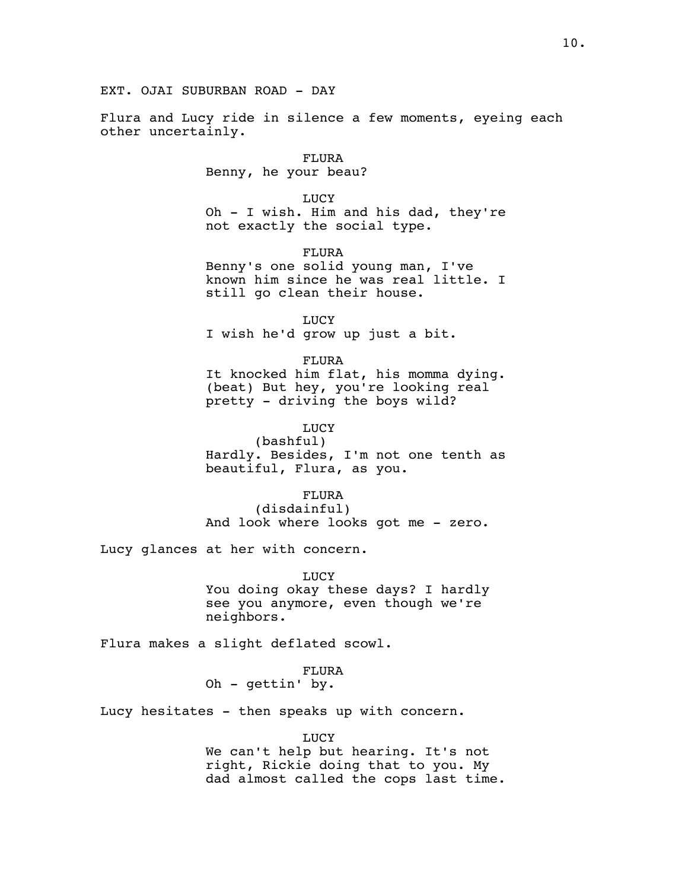EXT. OJAI SUBURBAN ROAD - DAY

Flura and Lucy ride in silence a few moments, eyeing each other uncertainly.

FLURA
Benny, he your beau?

LUCY
Oh - I wish. Him and his dad, they're not exactly the social type.

FLURA
Benny's one solid young man, I've known him since he was real little. I still go clean their house.

LUCY
I wish he'd grow up just a bit.

FLURA
It knocked him flat, his momma dying. (beat) But hey, you're looking real pretty - driving the boys wild?

LUCY
(bashful)
Hardly. Besides, I'm not one tenth as beautiful, Flura, as you.

FLURA
(disdainful)
And look where looks got me - zero.

Lucy glances at her with concern.

LUCY
You doing okay these days? I hardly see you anymore, even though we're neighbors.

Flura makes a slight deflated scowl.

FLURA
Oh - gettin' by.

Lucy hesitates - then speaks up with concern.

LUCY
We can't help but hearing. It's not right, Rickie doing that to you. My dad almost called the cops last time.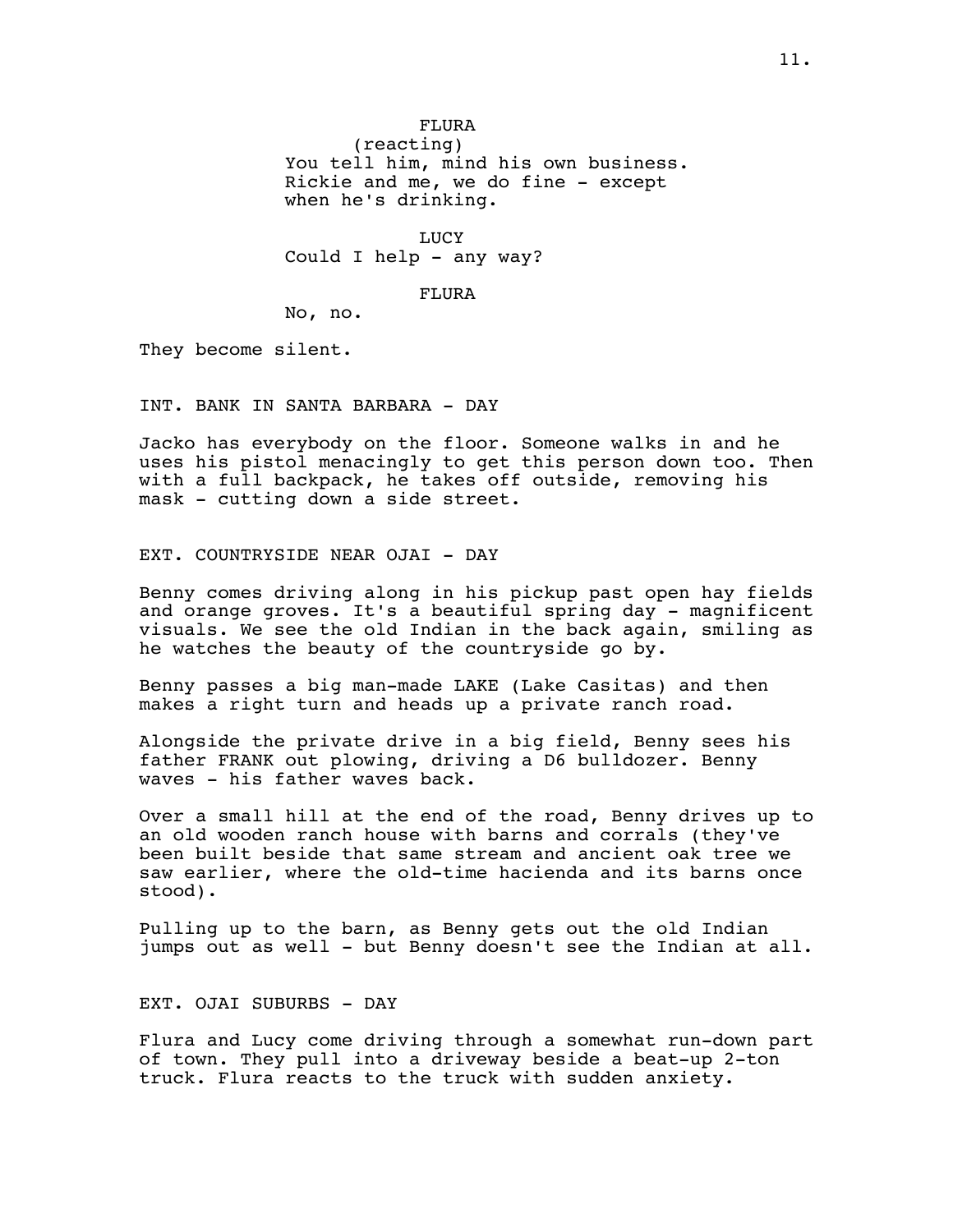FLURA
(reacting)
You tell him, mind his own business. Rickie and me, we do fine - except when he's drinking.

LUCY
Could I help - any way?

FLURA
No, no.

They become silent.

INT. BANK IN SANTA BARBARA - DAY

Jacko has everybody on the floor. Someone walks in and he uses his pistol menacingly to get this person down too. Then with a full backpack, he takes off outside, removing his mask - cutting down a side street.

EXT. COUNTRYSIDE NEAR OJAI - DAY

Benny comes driving along in his pickup past open hay fields and orange groves. It's a beautiful spring day - magnificent visuals. We see the old Indian in the back again, smiling as he watches the beauty of the countryside go by.

Benny passes a big man-made LAKE (Lake Casitas) and then makes a right turn and heads up a private ranch road.

Alongside the private drive in a big field, Benny sees his father FRANK out plowing, driving a D6 bulldozer. Benny waves - his father waves back.

Over a small hill at the end of the road, Benny drives up to an old wooden ranch house with barns and corrals (they've been built beside that same stream and ancient oak tree we saw earlier, where the old-time hacienda and its barns once stood).

Pulling up to the barn, as Benny gets out the old Indian jumps out as well - but Benny doesn't see the Indian at all.

EXT. OJAI SUBURBS - DAY

Flura and Lucy come driving through a somewhat run-down part of town. They pull into a driveway beside a beat-up 2-ton truck. Flura reacts to the truck with sudden anxiety.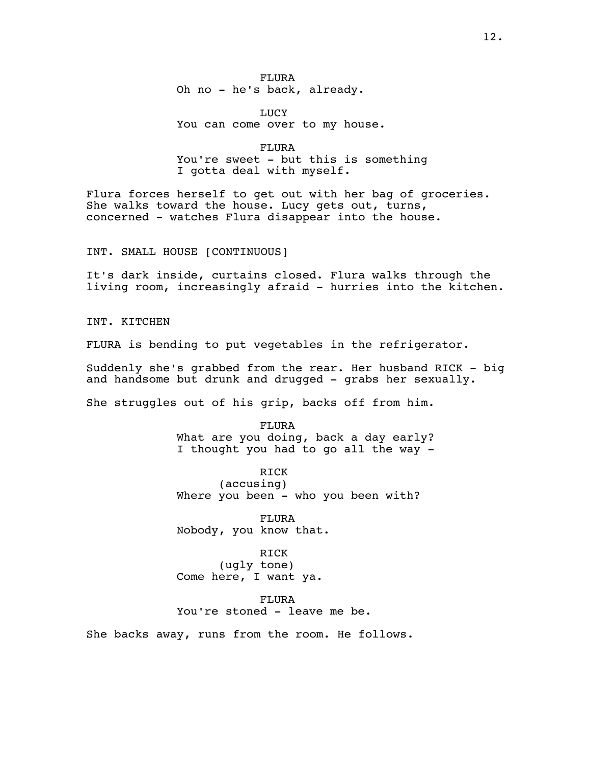FLURA
Oh no - he's back, already.

LUCY
You can come over to my house.

FLURA
You're sweet - but this is something I gotta deal with myself.

Flura forces herself to get out with her bag of groceries. She walks toward the house. Lucy gets out, turns, concerned - watches Flura disappear into the house.

INT. SMALL HOUSE [CONTINUOUS]

It's dark inside, curtains closed. Flura walks through the living room, increasingly afraid - hurries into the kitchen.

INT. KITCHEN

FLURA is bending to put vegetables in the refrigerator.

Suddenly she's grabbed from the rear. Her husband RICK - big and handsome but drunk and drugged - grabs her sexually.

She struggles out of his grip, backs off from him.

FLURA
What are you doing, back a day early? I thought you had to go all the way -

RICK
(accusing)
Where you been - who you been with?

FLURA
Nobody, you know that.

RICK
(ugly tone)
Come here, I want ya.

FLURA
You're stoned - leave me be.

She backs away, runs from the room. He follows.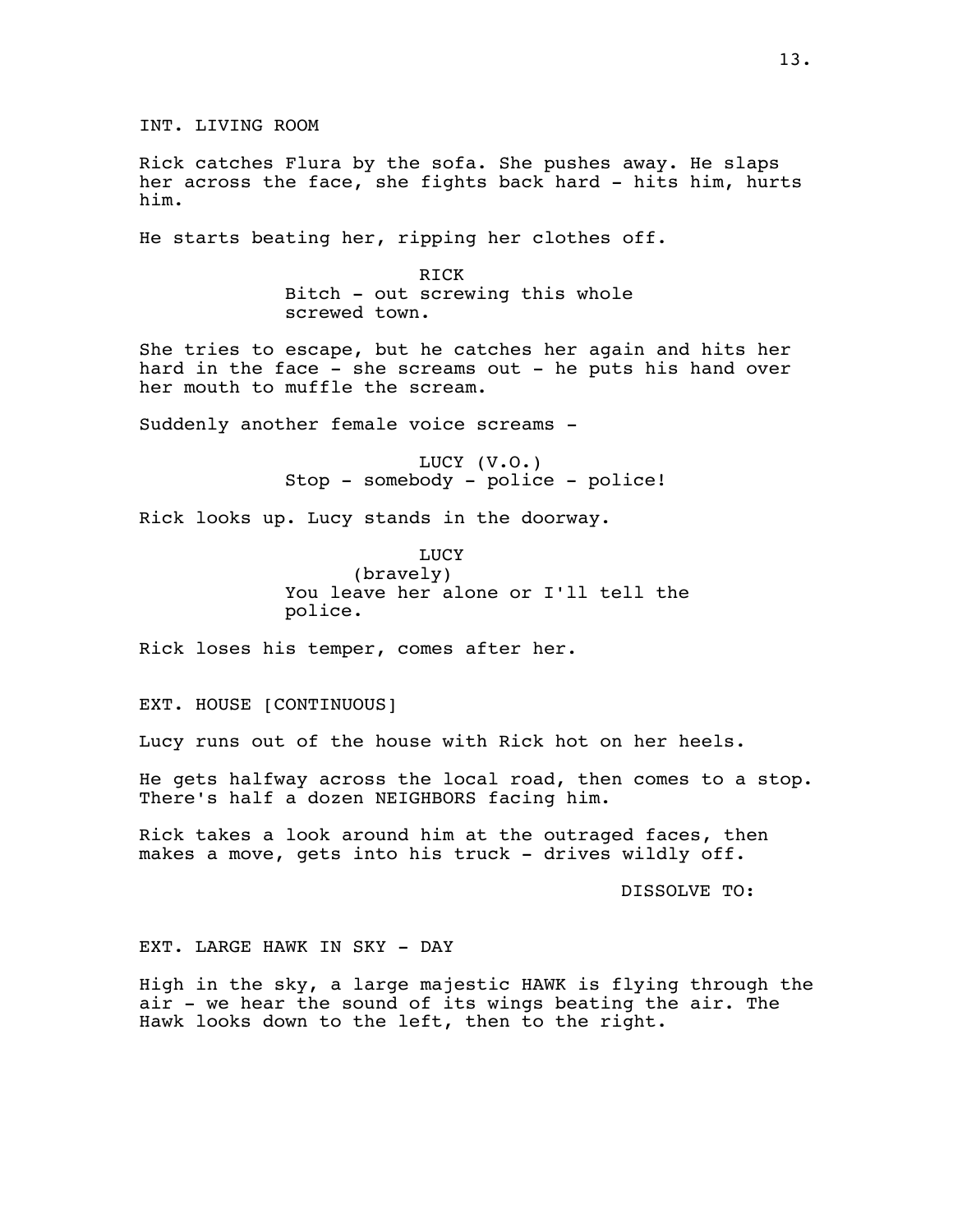INT. LIVING ROOM

Rick catches Flura by the sofa. She pushes away. He slaps her across the face, she fights back hard - hits him, hurts him.

He starts beating her, ripping her clothes off.

RICK
Bitch - out screwing this whole screwed town.

She tries to escape, but he catches her again and hits her hard in the face - she screams out - he puts his hand over her mouth to muffle the scream.

Suddenly another female voice screams -

LUCY (V.O.)
Stop - somebody - police - police!

Rick looks up. Lucy stands in the doorway.

LUCY
(bravely)
You leave her alone or I'll tell the police.

Rick loses his temper, comes after her.

EXT. HOUSE [CONTINUOUS]

Lucy runs out of the house with Rick hot on her heels.

He gets halfway across the local road, then comes to a stop. There's half a dozen NEIGHBORS facing him.

Rick takes a look around him at the outraged faces, then makes a move, gets into his truck - drives wildly off.

DISSOLVE TO:

EXT. LARGE HAWK IN SKY - DAY

High in the sky, a large majestic HAWK is flying through the air - we hear the sound of its wings beating the air. The Hawk looks down to the left, then to the right.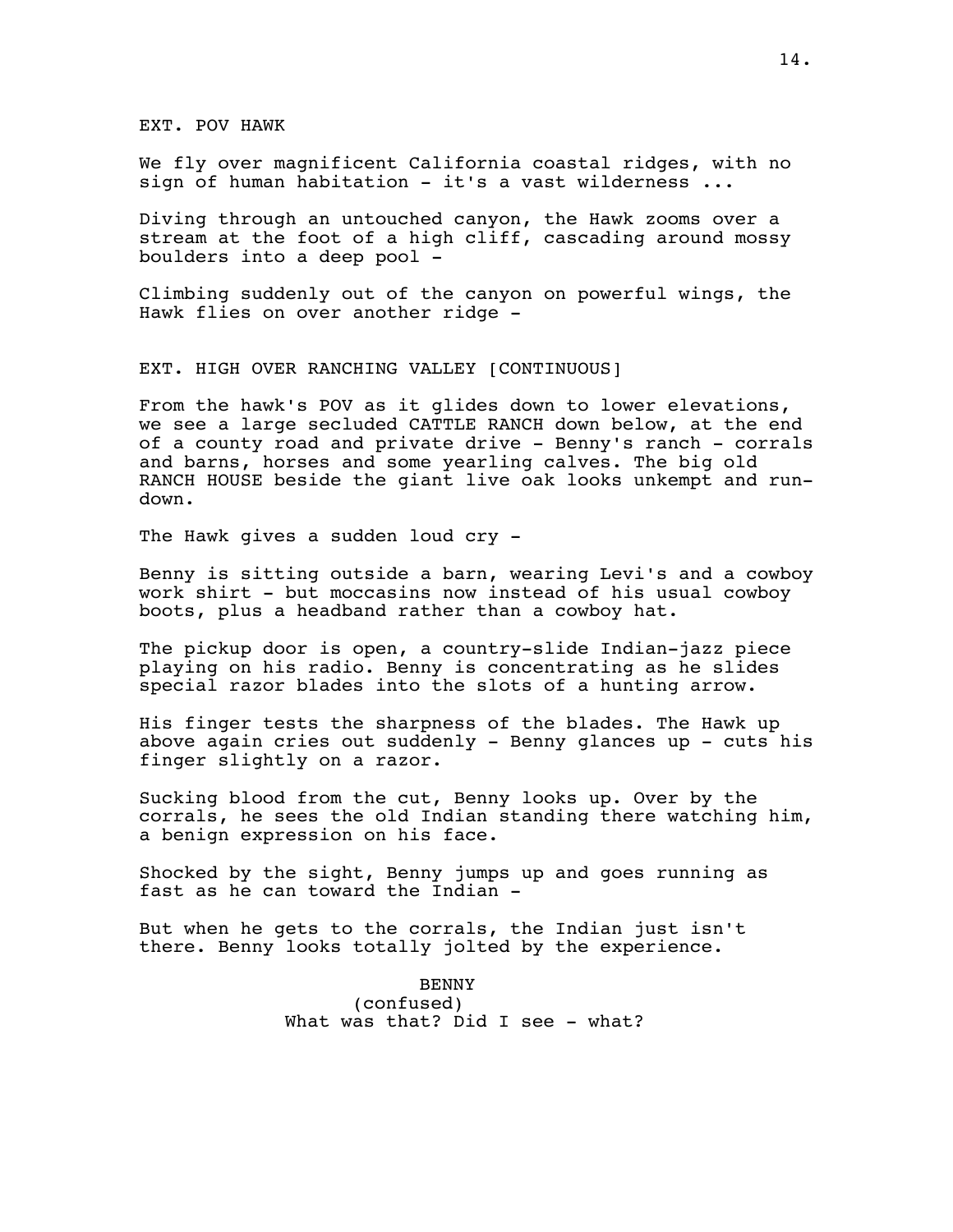EXT. POV HAWK

We fly over magnificent California coastal ridges, with no sign of human habitation - it's a vast wilderness ...

Diving through an untouched canyon, the Hawk zooms over a stream at the foot of a high cliff, cascading around mossy boulders into a deep pool -

Climbing suddenly out of the canyon on powerful wings, the Hawk flies on over another ridge -

EXT. HIGH OVER RANCHING VALLEY [CONTINUOUS]

From the hawk's POV as it glides down to lower elevations, we see a large secluded CATTLE RANCH down below, at the end of a county road and private drive - Benny's ranch - corrals and barns, horses and some yearling calves. The big old RANCH HOUSE beside the giant live oak looks unkempt and run-down.

The Hawk gives a sudden loud cry -

Benny is sitting outside a barn, wearing Levi's and a cowboy work shirt - but moccasins now instead of his usual cowboy boots, plus a headband rather than a cowboy hat.

The pickup door is open, a country-slide Indian-jazz piece playing on his radio. Benny is concentrating as he slides special razor blades into the slots of a hunting arrow.

His finger tests the sharpness of the blades. The Hawk up above again cries out suddenly - Benny glances up - cuts his finger slightly on a razor.

Sucking blood from the cut, Benny looks up. Over by the corrals, he sees the old Indian standing there watching him, a benign expression on his face.

Shocked by the sight, Benny jumps up and goes running as fast as he can toward the Indian -

But when he gets to the corrals, the Indian just isn't there. Benny looks totally jolted by the experience.

BENNY
(confused)
What was that? Did I see - what?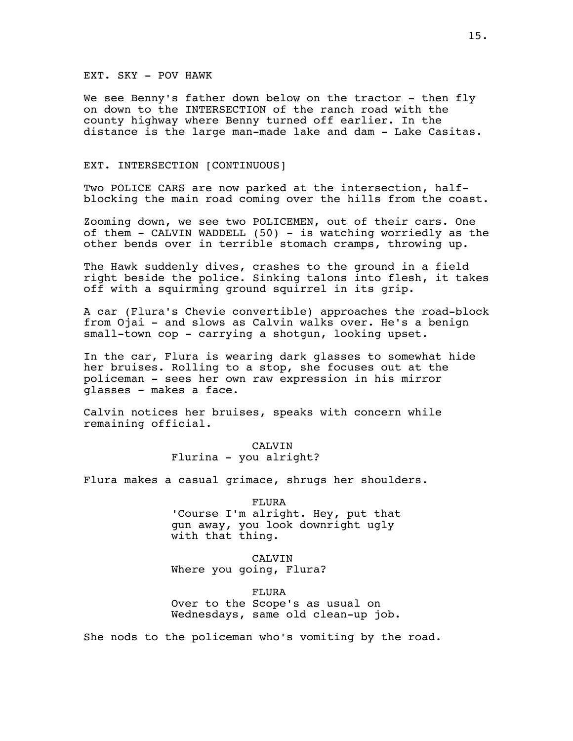EXT. SKY - POV HAWK

We see Benny's father down below on the tractor - then fly on down to the INTERSECTION of the ranch road with the county highway where Benny turned off earlier. In the distance is the large man-made lake and dam - Lake Casitas.

EXT. INTERSECTION [CONTINUOUS]

Two POLICE CARS are now parked at the intersection, half-blocking the main road coming over the hills from the coast.

Zooming down, we see two POLICEMEN, out of their cars. One of them - CALVIN WADDELL (50) - is watching worriedly as the other bends over in terrible stomach cramps, throwing up.

The Hawk suddenly dives, crashes to the ground in a field right beside the police. Sinking talons into flesh, it takes off with a squirming ground squirrel in its grip.

A car (Flura's Chevie convertible) approaches the road-block from Ojai - and slows as Calvin walks over. He's a benign small-town cop - carrying a shotgun, looking upset.

In the car, Flura is wearing dark glasses to somewhat hide her bruises. Rolling to a stop, she focuses out at the policeman - sees her own raw expression in his mirror glasses - makes a face.

Calvin notices her bruises, speaks with concern while remaining official.

CALVIN
Flurina - you alright?

Flura makes a casual grimace, shrugs her shoulders.

FLURA
'Course I'm alright. Hey, put that gun away, you look downright ugly with that thing.

CALVIN
Where you going, Flura?

FLURA
Over to the Scope's as usual on Wednesdays, same old clean-up job.

She nods to the policeman who's vomiting by the road.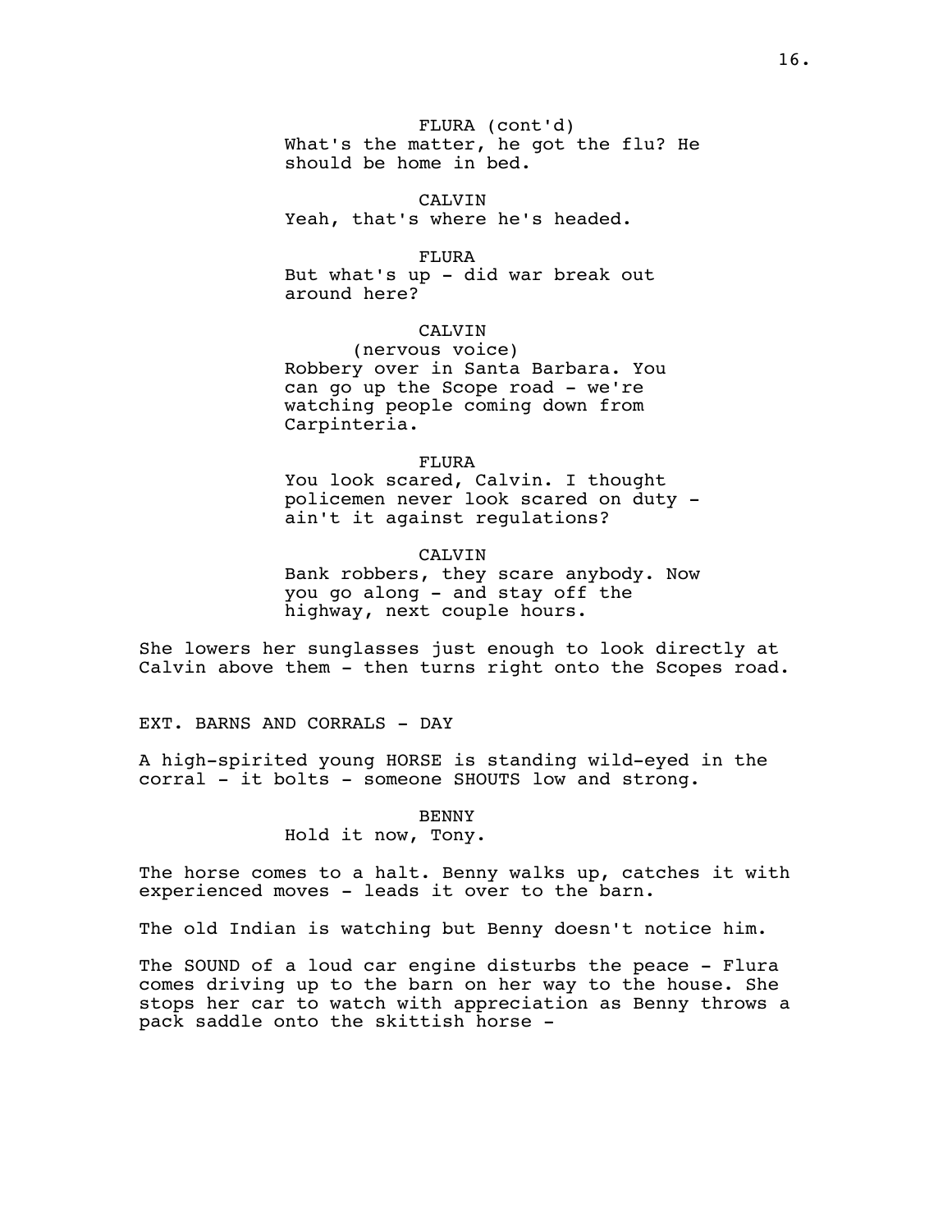FLURA (cont'd)
What's the matter, he got the flu? He should be home in bed.

CALVIN
Yeah, that's where he's headed.

FLURA
But what's up - did war break out around here?

CALVIN
(nervous voice)
Robbery over in Santa Barbara. You can go up the Scope road - we're watching people coming down from Carpinteria.

FLURA
You look scared, Calvin. I thought policemen never look scared on duty - ain't it against regulations?

CALVIN
Bank robbers, they scare anybody. Now you go along - and stay off the highway, next couple hours.

She lowers her sunglasses just enough to look directly at Calvin above them - then turns right onto the Scopes road.

EXT. BARNS AND CORRALS - DAY

A high-spirited young HORSE is standing wild-eyed in the corral - it bolts - someone SHOUTS low and strong.

BENNY
Hold it now, Tony.

The horse comes to a halt. Benny walks up, catches it with experienced moves - leads it over to the barn.

The old Indian is watching but Benny doesn't notice him.

The SOUND of a loud car engine disturbs the peace - Flura comes driving up to the barn on her way to the house. She stops her car to watch with appreciation as Benny throws a pack saddle onto the skittish horse -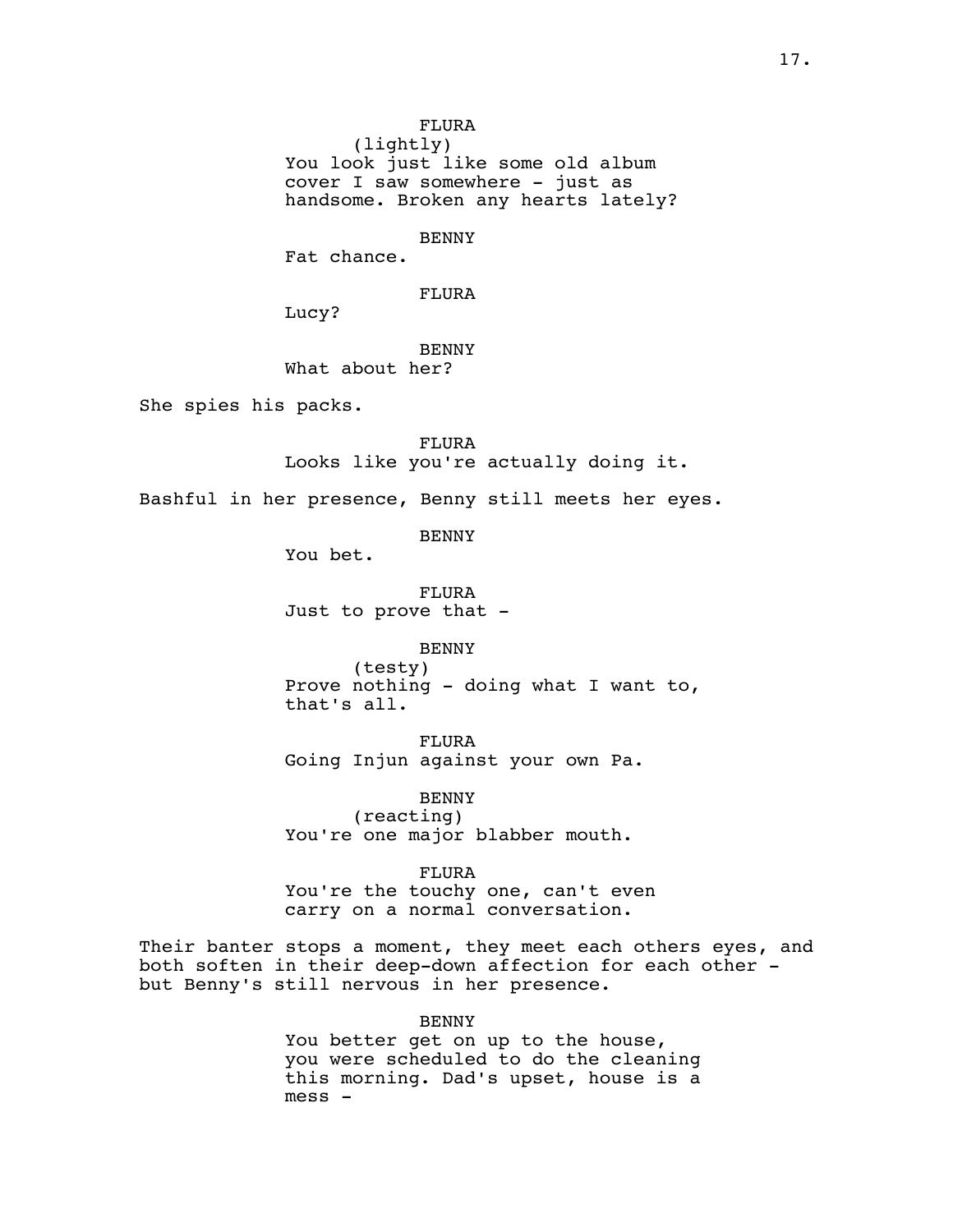FLURA
(lightly)
You look just like some old album cover I saw somewhere - just as handsome. Broken any hearts lately?

BENNY
Fat chance.

FLURA
Lucy?

BENNY
What about her?

She spies his packs.

FLURA
Looks like you're actually doing it.

Bashful in her presence, Benny still meets her eyes.

BENNY
You bet.

FLURA
Just to prove that -

BENNY
(testy)
Prove nothing - doing what I want to, that's all.

FLURA
Going Injun against your own Pa.

BENNY
(reacting)
You're one major blabber mouth.

FLURA
You're the touchy one, can't even carry on a normal conversation.

Their banter stops a moment, they meet each others eyes, and both soften in their deep-down affection for each other - but Benny's still nervous in her presence.

BENNY
You better get on up to the house, you were scheduled to do the cleaning this morning. Dad's upset, house is a mess -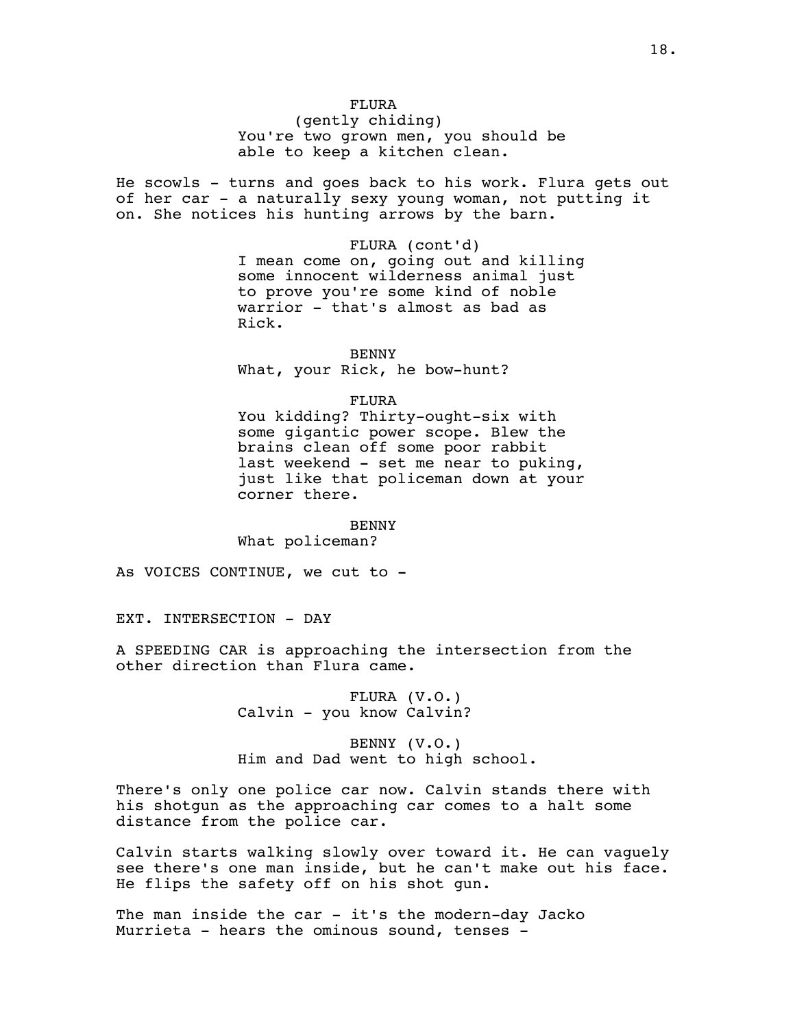FLURA
(gently chiding)
You're two grown men, you should be able to keep a kitchen clean.

He scowls - turns and goes back to his work. Flura gets out of her car - a naturally sexy young woman, not putting it on. She notices his hunting arrows by the barn.

FLURA (cont'd)
I mean come on, going out and killing some innocent wilderness animal just to prove you're some kind of noble warrior - that's almost as bad as Rick.

BENNY
What, your Rick, he bow-hunt?

FLURA
You kidding? Thirty-ought-six with some gigantic power scope. Blew the brains clean off some poor rabbit last weekend - set me near to puking, just like that policeman down at your corner there.

BENNY
What policeman?

As VOICES CONTINUE, we cut to -

EXT. INTERSECTION - DAY

A SPEEDING CAR is approaching the intersection from the other direction than Flura came.

FLURA (V.O.)
Calvin - you know Calvin?

BENNY (V.O.)
Him and Dad went to high school.

There's only one police car now. Calvin stands there with his shotgun as the approaching car comes to a halt some distance from the police car.

Calvin starts walking slowly over toward it. He can vaguely see there's one man inside, but he can't make out his face. He flips the safety off on his shot gun.

The man inside the car - it's the modern-day Jacko Murrieta - hears the ominous sound, tenses -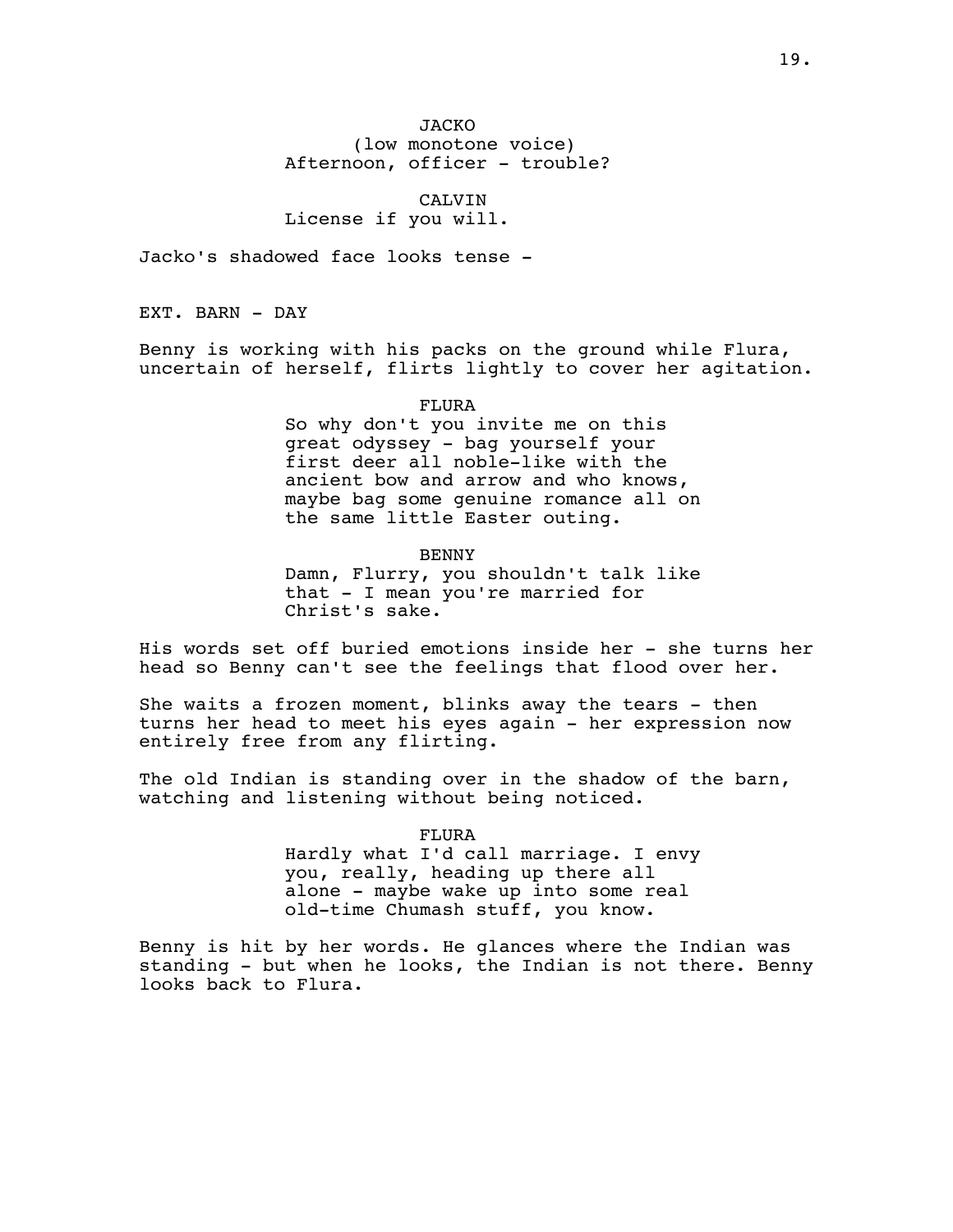JACKO
(low monotone voice)
Afternoon, officer - trouble?

CALVIN
License if you will.

Jacko's shadowed face looks tense -

EXT. BARN - DAY

Benny is working with his packs on the ground while Flura, uncertain of herself, flirts lightly to cover her agitation.

FLURA
So why don't you invite me on this great odyssey - bag yourself your first deer all noble-like with the ancient bow and arrow and who knows, maybe bag some genuine romance all on the same little Easter outing.

BENNY
Damn, Flurry, you shouldn't talk like that - I mean you're married for Christ's sake.

His words set off buried emotions inside her - she turns her head so Benny can't see the feelings that flood over her.

She waits a frozen moment, blinks away the tears - then turns her head to meet his eyes again - her expression now entirely free from any flirting.

The old Indian is standing over in the shadow of the barn, watching and listening without being noticed.

FLURA
Hardly what I'd call marriage. I envy you, really, heading up there all alone - maybe wake up into some real old-time Chumash stuff, you know.

Benny is hit by her words. He glances where the Indian was standing - but when he looks, the Indian is not there. Benny looks back to Flura.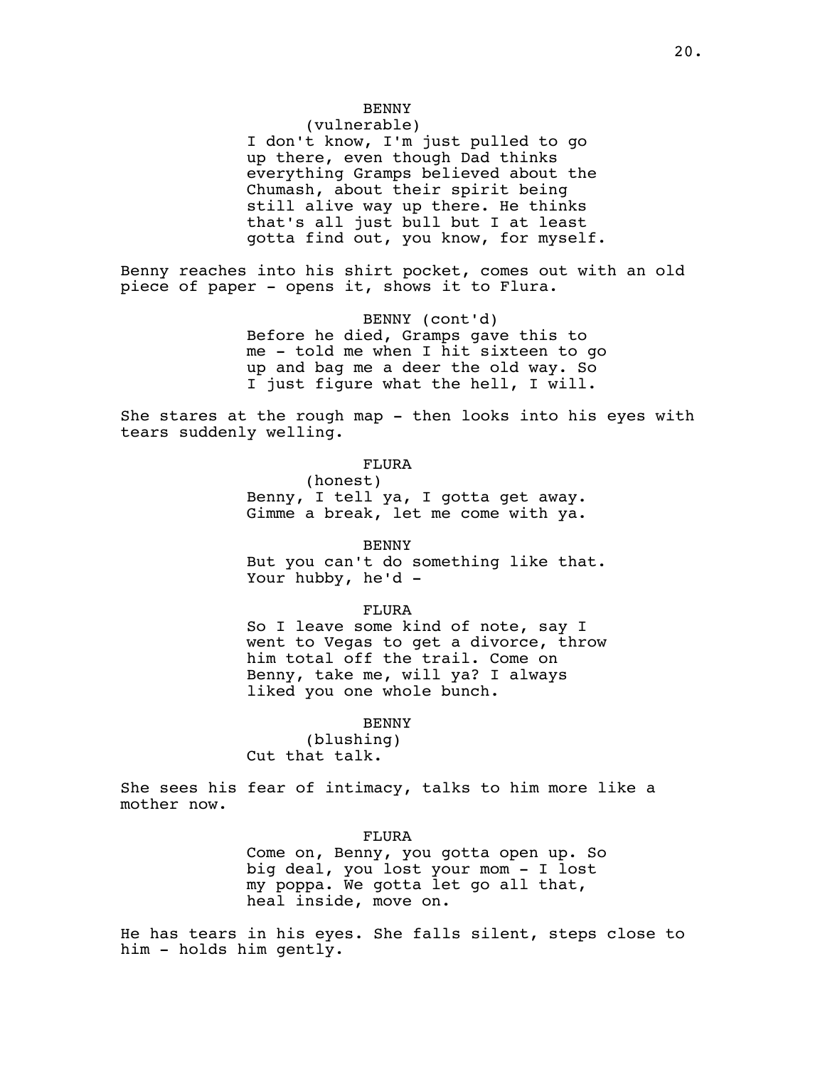BENNY
(vulnerable)
I don't know, I'm just pulled to go up there, even though Dad thinks everything Gramps believed about the Chumash, about their spirit being still alive way up there. He thinks that's all just bull but I at least gotta find out, you know, for myself.

Benny reaches into his shirt pocket, comes out with an old piece of paper - opens it, shows it to Flura.

BENNY (cont'd)
Before he died, Gramps gave this to me - told me when I hit sixteen to go up and bag me a deer the old way. So I just figure what the hell, I will.

She stares at the rough map - then looks into his eyes with tears suddenly welling.

FLURA
(honest)
Benny, I tell ya, I gotta get away. Gimme a break, let me come with ya.

BENNY
But you can't do something like that. Your hubby, he'd -

FLURA
So I leave some kind of note, say I went to Vegas to get a divorce, throw him total off the trail. Come on Benny, take me, will ya? I always liked you one whole bunch.

BENNY
(blushing)
Cut that talk.

She sees his fear of intimacy, talks to him more like a mother now.

FLURA
Come on, Benny, you gotta open up. So big deal, you lost your mom - I lost my poppa. We gotta let go all that, heal inside, move on.

He has tears in his eyes. She falls silent, steps close to him - holds him gently.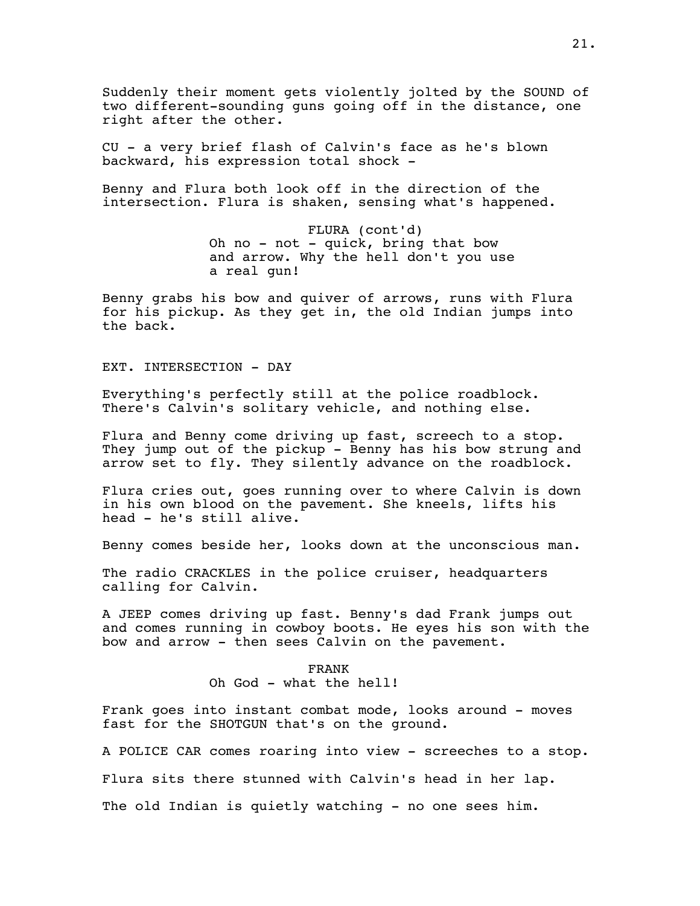Suddenly their moment gets violently jolted by the SOUND of two different-sounding guns going off in the distance, one right after the other.

CU - a very brief flash of Calvin's face as he's blown backward, his expression total shock -

Benny and Flura both look off in the direction of the intersection. Flura is shaken, sensing what's happened.

FLURA (cont'd)
Oh no - not - quick, bring that bow and arrow. Why the hell don't you use a real gun!

Benny grabs his bow and quiver of arrows, runs with Flura for his pickup. As they get in, the old Indian jumps into the back.

EXT. INTERSECTION - DAY

Everything's perfectly still at the police roadblock. There's Calvin's solitary vehicle, and nothing else.

Flura and Benny come driving up fast, screech to a stop. They jump out of the pickup - Benny has his bow strung and arrow set to fly. They silently advance on the roadblock.

Flura cries out, goes running over to where Calvin is down in his own blood on the pavement. She kneels, lifts his head - he's still alive.

Benny comes beside her, looks down at the unconscious man.

The radio CRACKLES in the police cruiser, headquarters calling for Calvin.

A JEEP comes driving up fast. Benny's dad Frank jumps out and comes running in cowboy boots. He eyes his son with the bow and arrow - then sees Calvin on the pavement.

FRANK
Oh God - what the hell!

Frank goes into instant combat mode, looks around - moves fast for the SHOTGUN that's on the ground.

A POLICE CAR comes roaring into view - screeches to a stop.

Flura sits there stunned with Calvin's head in her lap.

The old Indian is quietly watching - no one sees him.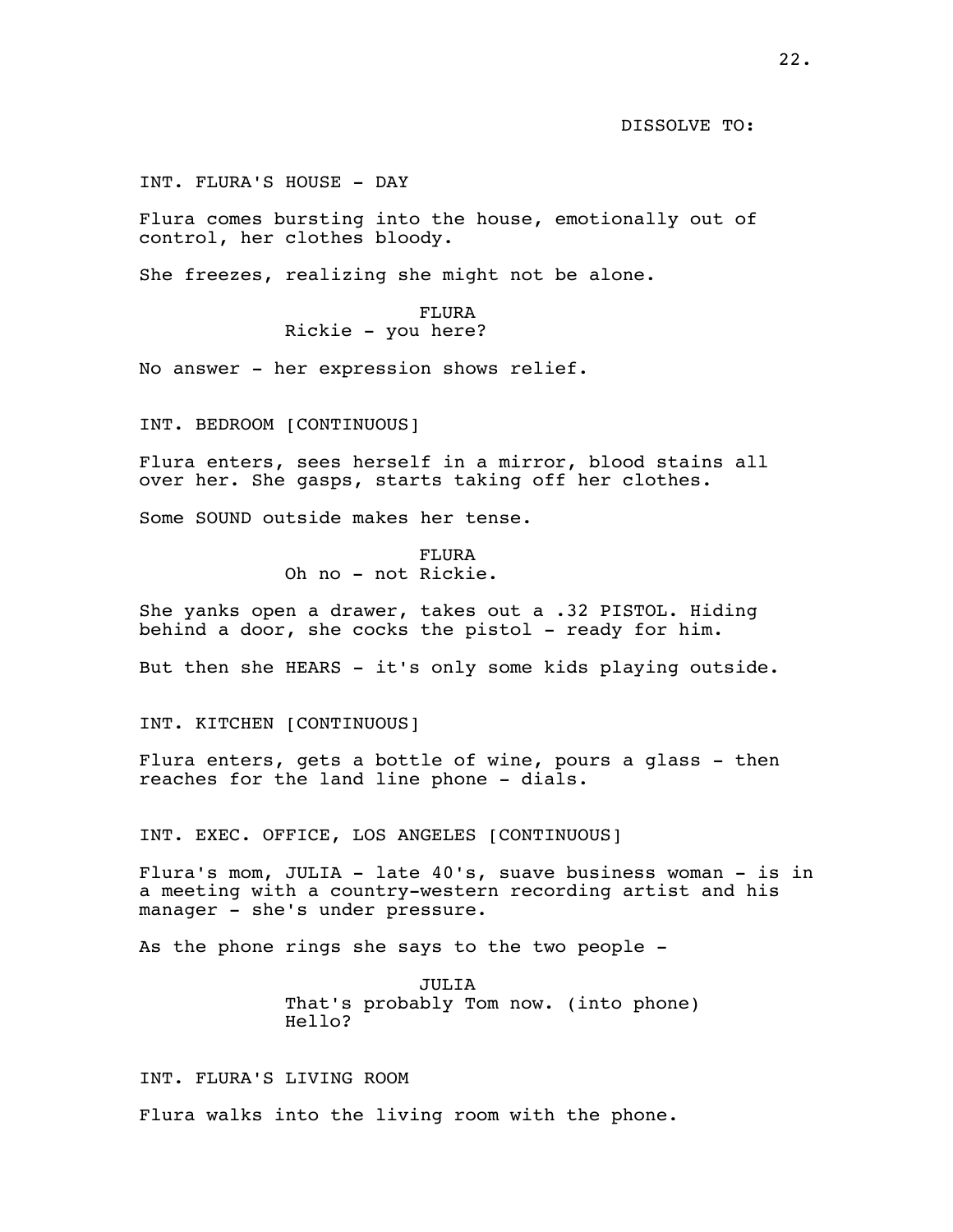DISSOLVE TO:

INT. FLURA'S HOUSE - DAY

Flura comes bursting into the house, emotionally out of control, her clothes bloody.

She freezes, realizing she might not be alone.

FLURA
Rickie - you here?

No answer - her expression shows relief.

INT. BEDROOM [CONTINUOUS]

Flura enters, sees herself in a mirror, blood stains all over her. She gasps, starts taking off her clothes.

Some SOUND outside makes her tense.

FLURA
Oh no - not Rickie.

She yanks open a drawer, takes out a .32 PISTOL. Hiding behind a door, she cocks the pistol - ready for him.

But then she HEARS - it's only some kids playing outside.

INT. KITCHEN [CONTINUOUS]

Flura enters, gets a bottle of wine, pours a glass - then reaches for the land line phone - dials.

INT. EXEC. OFFICE, LOS ANGELES [CONTINUOUS]

Flura's mom, JULIA - late 40's, suave business woman - is in a meeting with a country-western recording artist and his manager - she's under pressure.

As the phone rings she says to the two people -

JULIA
That's probably Tom now. (into phone) Hello?

INT. FLURA'S LIVING ROOM

Flura walks into the living room with the phone.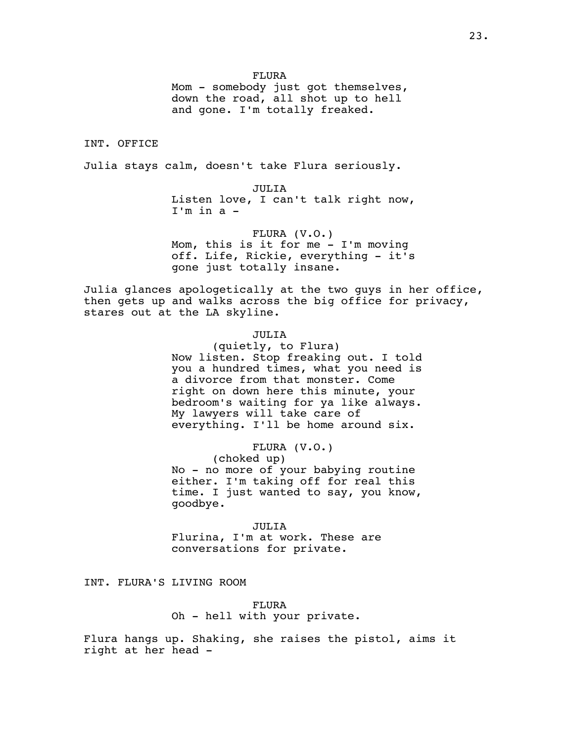FLURA

Mom - somebody just got themselves, down the road, all shot up to hell and gone. I'm totally freaked.

INT. OFFICE

Julia stays calm, doesn't take Flura seriously.

JULIA

Listen love, I can't talk right now, I'm in a -

FLURA (V.O.)

Mom, this is it for me - I'm moving off. Life, Rickie, everything - it's gone just totally insane.

Julia glances apologetically at the two guys in her office, then gets up and walks across the big office for privacy, stares out at the LA skyline.

JULIA

(quietly, to Flura)

Now listen. Stop freaking out. I told you a hundred times, what you need is a divorce from that monster. Come right on down here this minute, your bedroom's waiting for ya like always. My lawyers will take care of everything. I'll be home around six.

FLURA (V.O.)

(choked up)

No - no more of your babying routine either. I'm taking off for real this time. I just wanted to say, you know, goodbye.

JULIA

Flurina, I'm at work. These are conversations for private.

INT. FLURA'S LIVING ROOM

FLURA

Oh - hell with your private.

Flura hangs up. Shaking, she raises the pistol, aims it right at her head -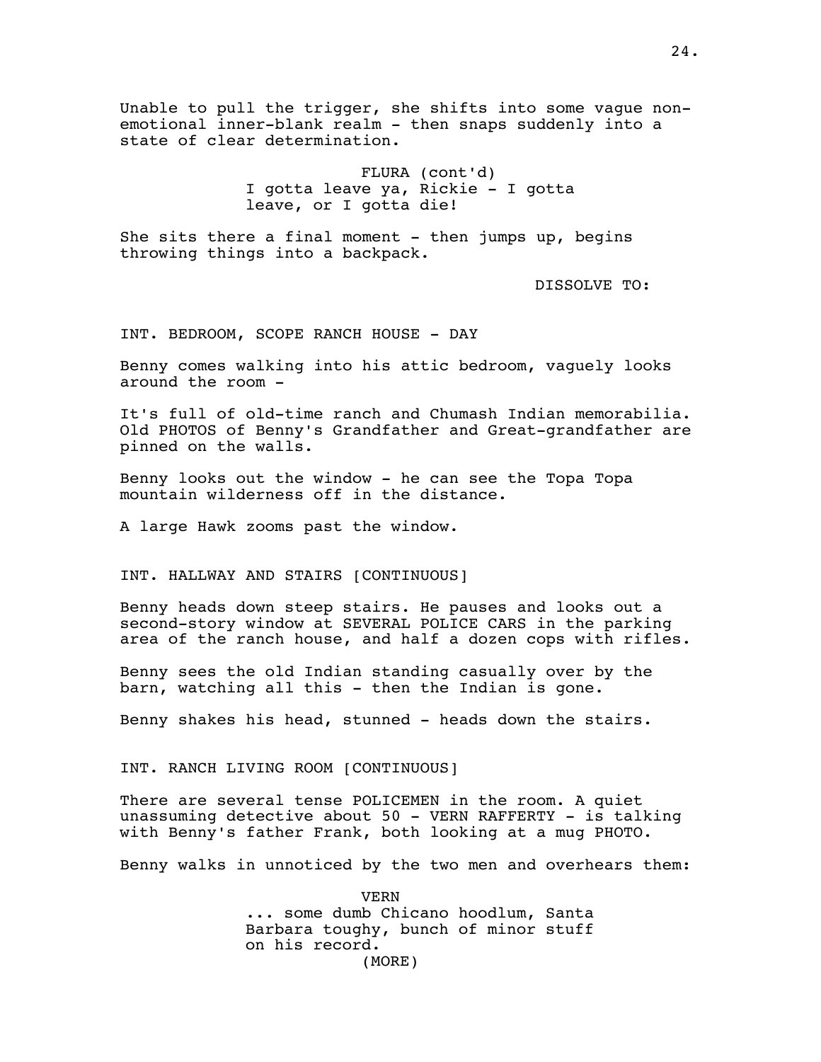Unable to pull the trigger, she shifts into some vague non-emotional inner-blank realm - then snaps suddenly into a state of clear determination.

FLURA (cont'd)
I gotta leave ya, Rickie - I gotta leave, or I gotta die!

She sits there a final moment - then jumps up, begins throwing things into a backpack.

DISSOLVE TO:

INT. BEDROOM, SCOPE RANCH HOUSE - DAY

Benny comes walking into his attic bedroom, vaguely looks around the room -

It's full of old-time ranch and Chumash Indian memorabilia. Old PHOTOS of Benny's Grandfather and Great-grandfather are pinned on the walls.

Benny looks out the window - he can see the Topa Topa mountain wilderness off in the distance.

A large Hawk zooms past the window.

INT. HALLWAY AND STAIRS [CONTINUOUS]

Benny heads down steep stairs. He pauses and looks out a second-story window at SEVERAL POLICE CARS in the parking area of the ranch house, and half a dozen cops with rifles.

Benny sees the old Indian standing casually over by the barn, watching all this - then the Indian is gone.

Benny shakes his head, stunned - heads down the stairs.

INT. RANCH LIVING ROOM [CONTINUOUS]

There are several tense POLICEMEN in the room. A quiet unassuming detective about 50 - VERN RAFFERTY - is talking with Benny's father Frank, both looking at a mug PHOTO.

Benny walks in unnoticed by the two men and overhears them:

VERN
... some dumb Chicano hoodlum, Santa Barbara toughy, bunch of minor stuff on his record.
(MORE)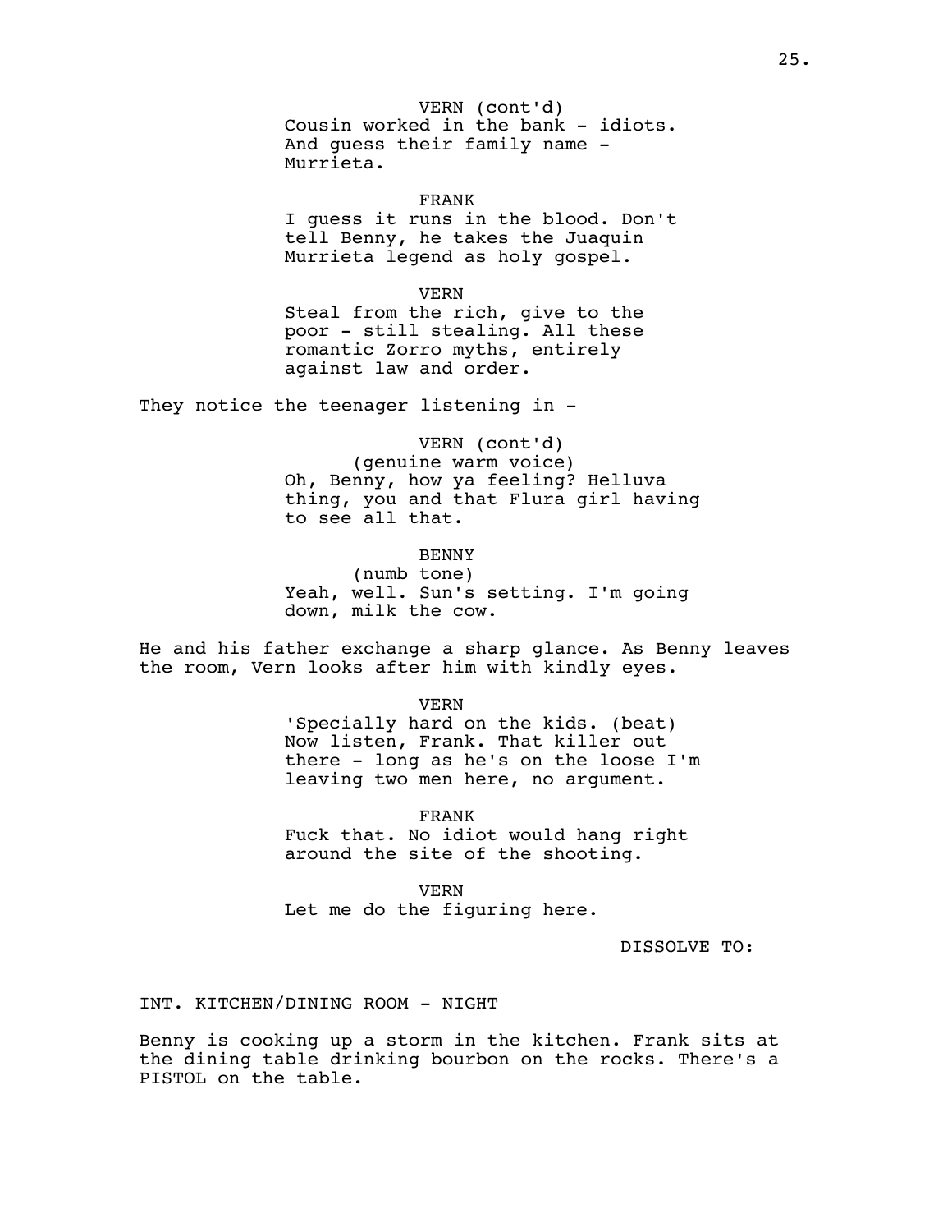VERN (cont'd)
Cousin worked in the bank - idiots.
And guess their family name -
Murrieta.

FRANK
I guess it runs in the blood. Don't
tell Benny, he takes the Juaquin
Murrieta legend as holy gospel.

VERN
Steal from the rich, give to the
poor - still stealing. All these
romantic Zorro myths, entirely
against law and order.

They notice the teenager listening in -

VERN (cont'd)
(genuine warm voice)
Oh, Benny, how ya feeling? Helluva
thing, you and that Flura girl having
to see all that.

BENNY
(numb tone)
Yeah, well. Sun's setting. I'm going
down, milk the cow.

He and his father exchange a sharp glance. As Benny leaves the room, Vern looks after him with kindly eyes.

VERN
'Specially hard on the kids. (beat)
Now listen, Frank. That killer out
there - long as he's on the loose I'm
leaving two men here, no argument.

FRANK
Fuck that. No idiot would hang right
around the site of the shooting.

VERN
Let me do the figuring here.

DISSOLVE TO:

INT. KITCHEN/DINING ROOM - NIGHT

Benny is cooking up a storm in the kitchen. Frank sits at the dining table drinking bourbon on the rocks. There's a PISTOL on the table.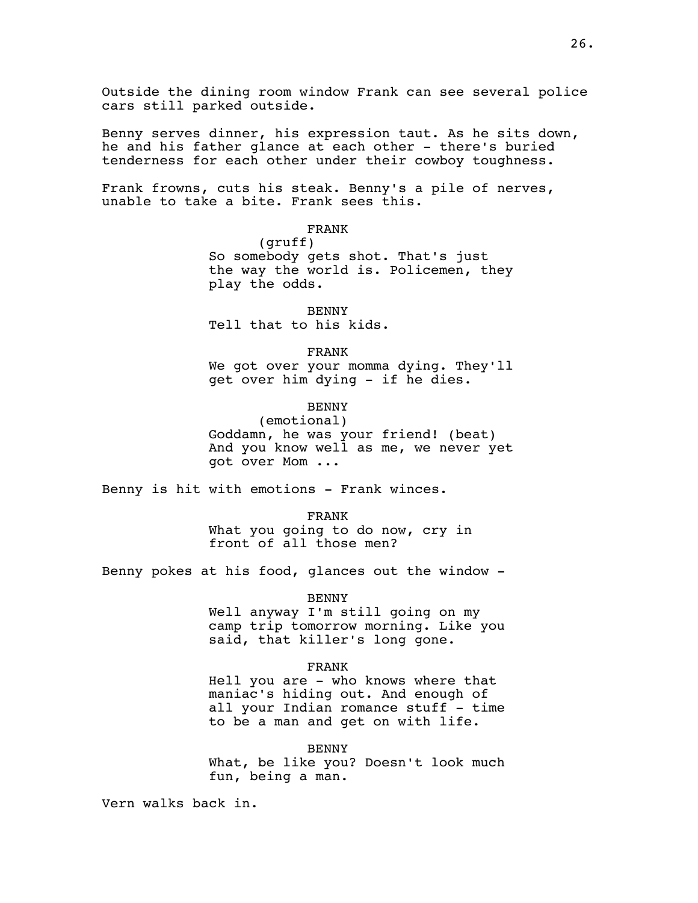Outside the dining room window Frank can see several police cars still parked outside.

Benny serves dinner, his expression taut. As he sits down, he and his father glance at each other - there's buried tenderness for each other under their cowboy toughness.

Frank frowns, cuts his steak. Benny's a pile of nerves, unable to take a bite. Frank sees this.

FRANK
(gruff)
So somebody gets shot. That's just the way the world is. Policemen, they play the odds.

BENNY
Tell that to his kids.

FRANK
We got over your momma dying. They'll get over him dying - if he dies.

BENNY
(emotional)
Goddamn, he was your friend! (beat) And you know well as me, we never yet got over Mom ...

Benny is hit with emotions - Frank winces.

FRANK
What you going to do now, cry in front of all those men?

Benny pokes at his food, glances out the window -

BENNY
Well anyway I'm still going on my camp trip tomorrow morning. Like you said, that killer's long gone.

FRANK
Hell you are - who knows where that maniac's hiding out. And enough of all your Indian romance stuff - time to be a man and get on with life.

BENNY
What, be like you? Doesn't look much fun, being a man.

Vern walks back in.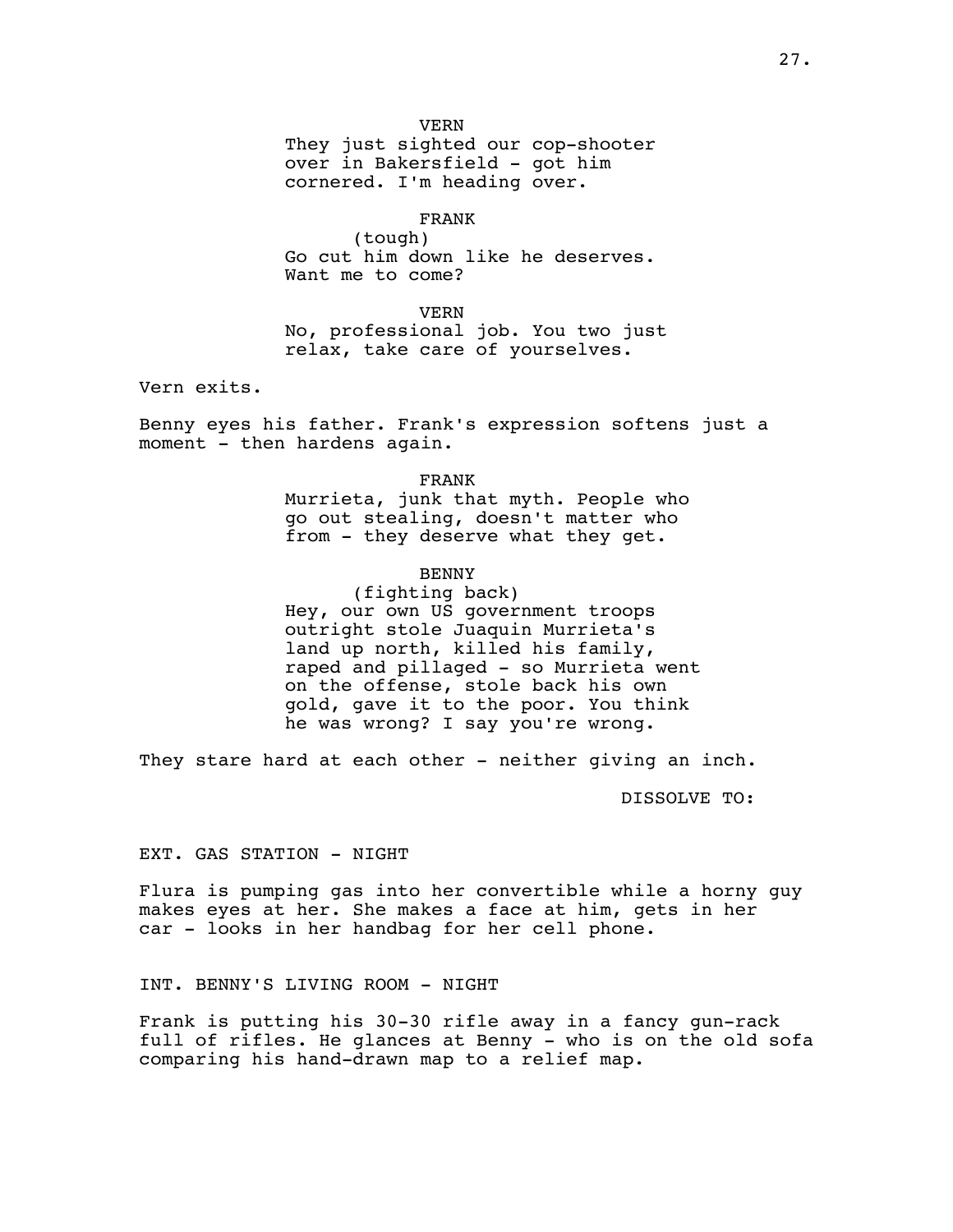VERN
They just sighted our cop-shooter over in Bakersfield - got him cornered. I'm heading over.

FRANK
(tough)
Go cut him down like he deserves. Want me to come?

VERN
No, professional job. You two just relax, take care of yourselves.

Vern exits.

Benny eyes his father. Frank's expression softens just a moment - then hardens again.

FRANK
Murrieta, junk that myth. People who go out stealing, doesn't matter who from - they deserve what they get.

BENNY
(fighting back)
Hey, our own US government troops outright stole Juaquin Murrieta's land up north, killed his family, raped and pillaged - so Murrieta went on the offense, stole back his own gold, gave it to the poor. You think he was wrong? I say you're wrong.

They stare hard at each other - neither giving an inch.

DISSOLVE TO:

EXT. GAS STATION - NIGHT

Flura is pumping gas into her convertible while a horny guy makes eyes at her. She makes a face at him, gets in her car - looks in her handbag for her cell phone.

INT. BENNY'S LIVING ROOM - NIGHT

Frank is putting his 30-30 rifle away in a fancy gun-rack full of rifles. He glances at Benny - who is on the old sofa comparing his hand-drawn map to a relief map.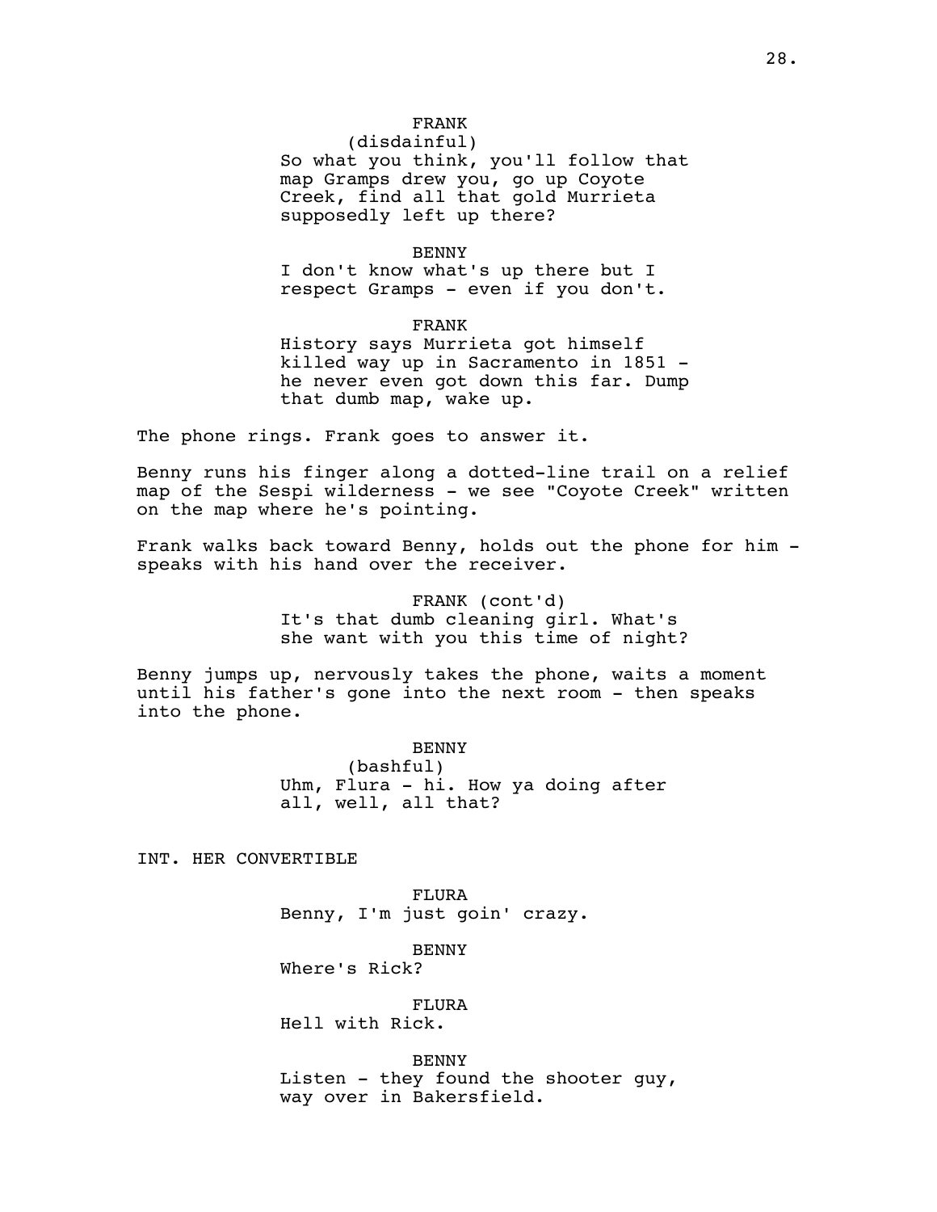FRANK
(disdainful)
So what you think, you'll follow that map Gramps drew you, go up Coyote Creek, find all that gold Murrieta supposedly left up there?

BENNY
I don't know what's up there but I respect Gramps - even if you don't.

FRANK
History says Murrieta got himself killed way up in Sacramento in 1851 - he never even got down this far. Dump that dumb map, wake up.

The phone rings. Frank goes to answer it.

Benny runs his finger along a dotted-line trail on a relief map of the Sespi wilderness - we see "Coyote Creek" written on the map where he's pointing.

Frank walks back toward Benny, holds out the phone for him - speaks with his hand over the receiver.

FRANK (cont'd)
It's that dumb cleaning girl. What's she want with you this time of night?

Benny jumps up, nervously takes the phone, waits a moment until his father's gone into the next room - then speaks into the phone.

BENNY
(bashful)
Uhm, Flura - hi. How ya doing after all, well, all that?

INT. HER CONVERTIBLE

FLURA
Benny, I'm just goin' crazy.

BENNY
Where's Rick?

FLURA
Hell with Rick.

BENNY
Listen - they found the shooter guy, way over in Bakersfield.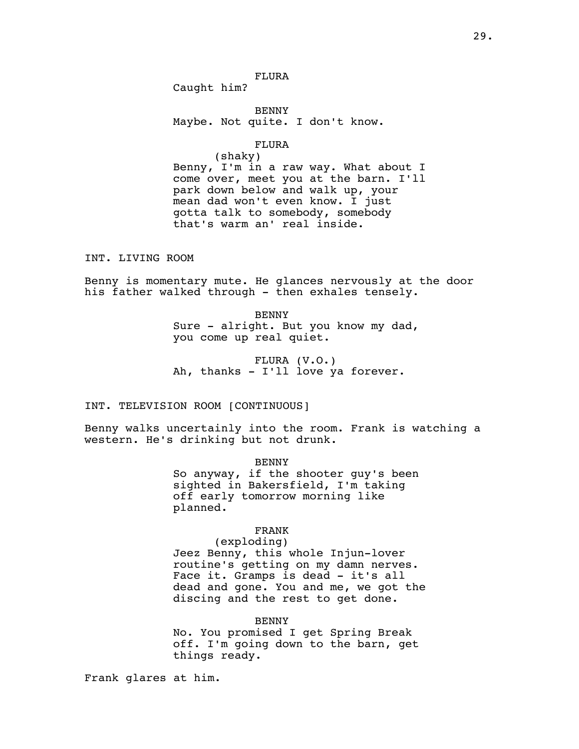FLURA
Caught him?

BENNY
Maybe. Not quite. I don't know.

FLURA
(shaky)
Benny, I'm in a raw way. What about I come over, meet you at the barn. I'll park down below and walk up, your mean dad won't even know. I just gotta talk to somebody, somebody that's warm an' real inside.

INT. LIVING ROOM

Benny is momentary mute. He glances nervously at the door his father walked through - then exhales tensely.

BENNY
Sure - alright. But you know my dad, you come up real quiet.

FLURA (V.O.)
Ah, thanks - I'll love ya forever.

INT. TELEVISION ROOM [CONTINUOUS]

Benny walks uncertainly into the room. Frank is watching a western. He's drinking but not drunk.

BENNY
So anyway, if the shooter guy's been sighted in Bakersfield, I'm taking off early tomorrow morning like planned.

FRANK
(exploding)
Jeez Benny, this whole Injun-lover routine's getting on my damn nerves. Face it. Gramps is dead - it's all dead and gone. You and me, we got the discing and the rest to get done.

BENNY
No. You promised I get Spring Break off. I'm going down to the barn, get things ready.

Frank glares at him.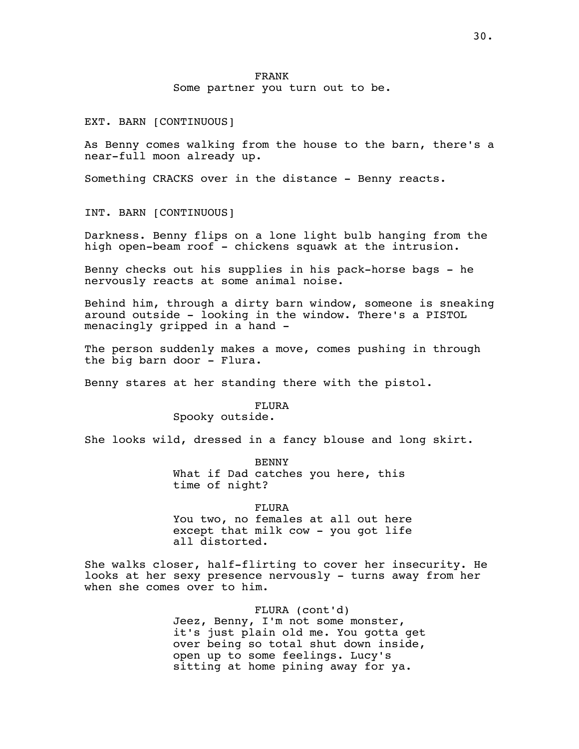FRANK

Some partner you turn out to be.

EXT. BARN [CONTINUOUS]

As Benny comes walking from the house to the barn, there's a near-full moon already up.

Something CRACKS over in the distance - Benny reacts.

INT. BARN [CONTINUOUS]

Darkness. Benny flips on a lone light bulb hanging from the high open-beam roof - chickens squawk at the intrusion.

Benny checks out his supplies in his pack-horse bags - he nervously reacts at some animal noise.

Behind him, through a dirty barn window, someone is sneaking around outside - looking in the window. There's a PISTOL menacingly gripped in a hand -

The person suddenly makes a move, comes pushing in through the big barn door - Flura.

Benny stares at her standing there with the pistol.

FLURA

Spooky outside.

She looks wild, dressed in a fancy blouse and long skirt.

BENNY

What if Dad catches you here, this time of night?

FLURA

You two, no females at all out here except that milk cow - you got life all distorted.

She walks closer, half-flirting to cover her insecurity. He looks at her sexy presence nervously - turns away from her when she comes over to him.

FLURA (cont'd)

Jeez, Benny, I'm not some monster, it's just plain old me. You gotta get over being so total shut down inside, open up to some feelings. Lucy's sitting at home pining away for ya.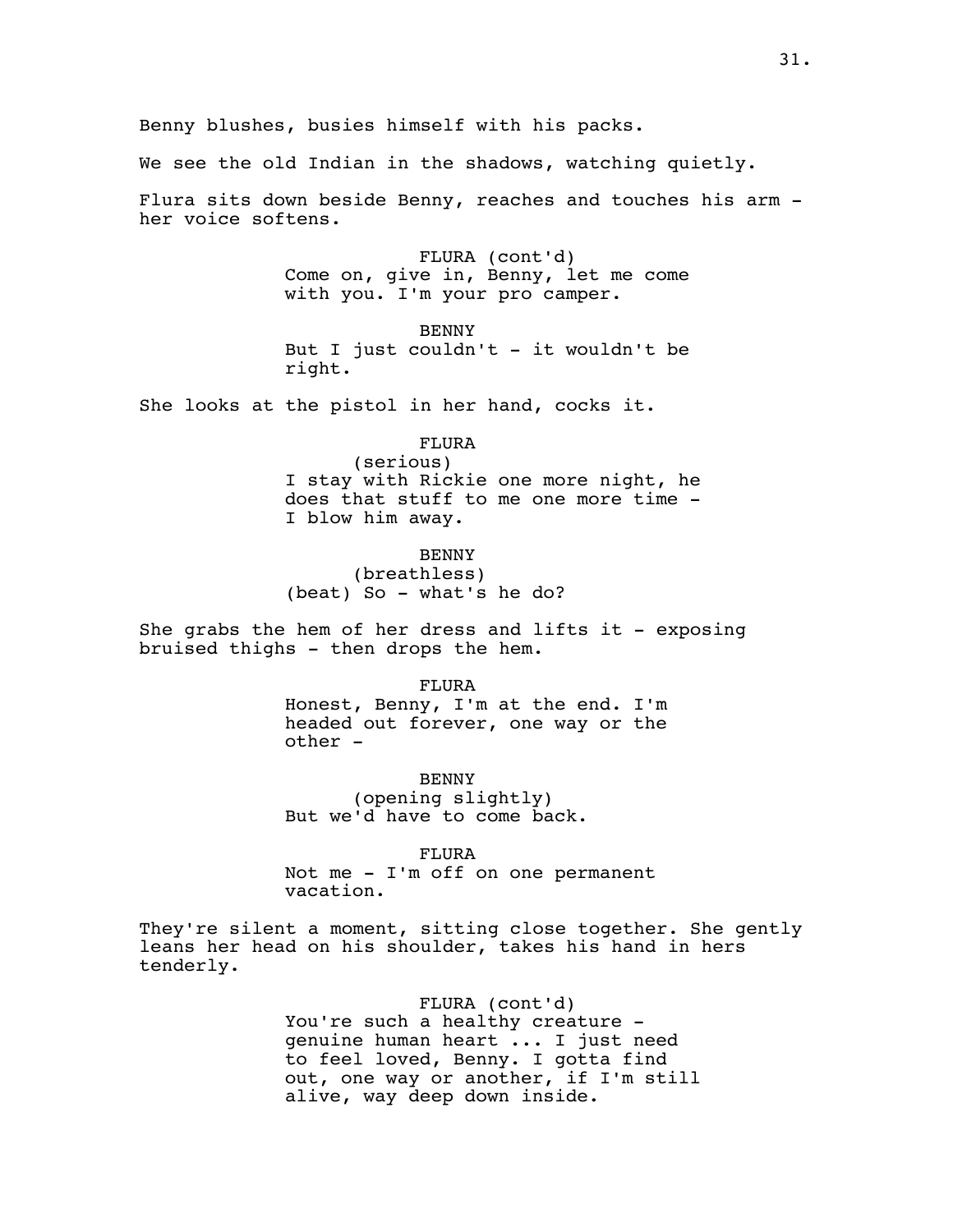Benny blushes, busies himself with his packs.

We see the old Indian in the shadows, watching quietly.

Flura sits down beside Benny, reaches and touches his arm - her voice softens.

FLURA (cont'd)
Come on, give in, Benny, let me come with you. I'm your pro camper.

BENNY
But I just couldn't - it wouldn't be right.

She looks at the pistol in her hand, cocks it.

FLURA
(serious)
I stay with Rickie one more night, he does that stuff to me one more time - I blow him away.

BENNY
(breathless)
(beat) So - what's he do?

She grabs the hem of her dress and lifts it - exposing bruised thighs - then drops the hem.

FLURA
Honest, Benny, I'm at the end. I'm headed out forever, one way or the other -

BENNY
(opening slightly)
But we'd have to come back.

FLURA
Not me - I'm off on one permanent vacation.

They're silent a moment, sitting close together. She gently leans her head on his shoulder, takes his hand in hers tenderly.

FLURA (cont'd)
You're such a healthy creature - genuine human heart ... I just need to feel loved, Benny. I gotta find out, one way or another, if I'm still alive, way deep down inside.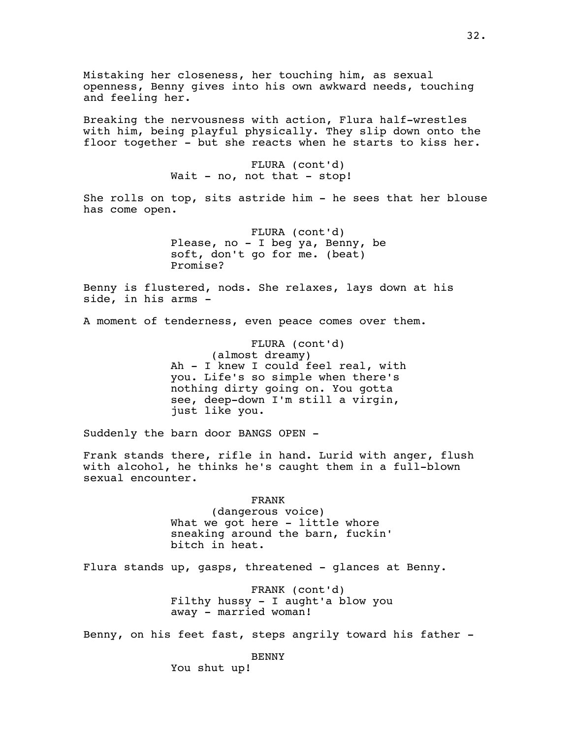Mistaking her closeness, her touching him, as sexual openness, Benny gives into his own awkward needs, touching and feeling her.

Breaking the nervousness with action, Flura half-wrestles with him, being playful physically. They slip down onto the floor together - but she reacts when he starts to kiss her.

FLURA (cont'd)
Wait - no, not that - stop!

She rolls on top, sits astride him - he sees that her blouse has come open.

FLURA (cont'd)
Please, no - I beg ya, Benny, be soft, don't go for me. (beat) Promise?

Benny is flustered, nods. She relaxes, lays down at his side, in his arms -

A moment of tenderness, even peace comes over them.

FLURA (cont'd)
(almost dreamy)
Ah - I knew I could feel real, with you. Life's so simple when there's nothing dirty going on. You gotta see, deep-down I'm still a virgin, just like you.

Suddenly the barn door BANGS OPEN -

Frank stands there, rifle in hand. Lurid with anger, flush with alcohol, he thinks he's caught them in a full-blown sexual encounter.

FRANK
(dangerous voice)
What we got here - little whore sneaking around the barn, fuckin' bitch in heat.

Flura stands up, gasps, threatened - glances at Benny.

FRANK (cont'd)
Filthy hussy - I aught'a blow you away - married woman!

Benny, on his feet fast, steps angrily toward his father -

BENNY
You shut up!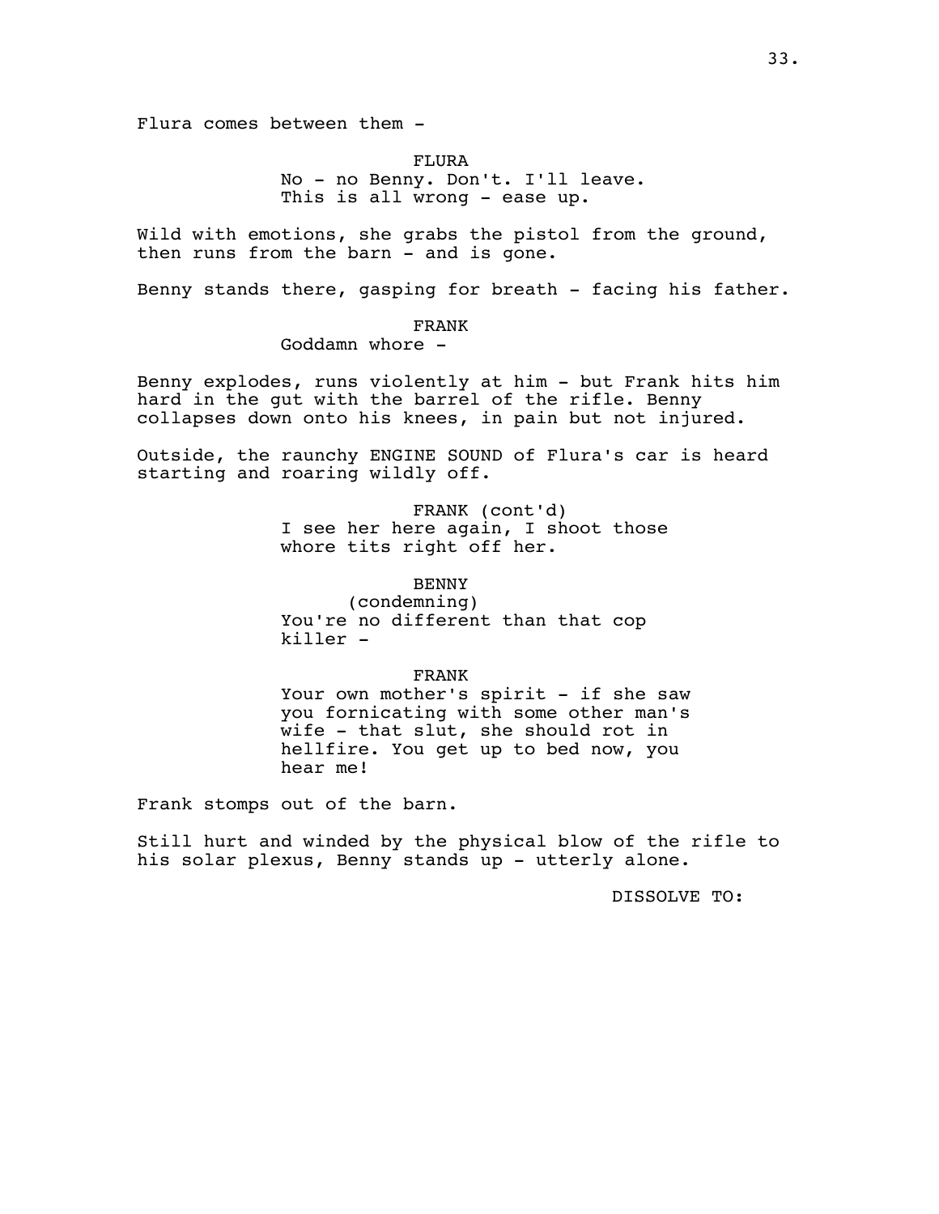Flura comes between them -

FLURA
No - no Benny. Don't. I'll leave. This is all wrong - ease up.

Wild with emotions, she grabs the pistol from the ground, then runs from the barn - and is gone.

Benny stands there, gasping for breath - facing his father.

FRANK
Goddamn whore -

Benny explodes, runs violently at him - but Frank hits him hard in the gut with the barrel of the rifle. Benny collapses down onto his knees, in pain but not injured.

Outside, the raunchy ENGINE SOUND of Flura's car is heard starting and roaring wildly off.

FRANK (cont'd)
I see her here again, I shoot those whore tits right off her.

BENNY
(condemning)
You're no different than that cop killer -

FRANK
Your own mother's spirit - if she saw you fornicating with some other man's wife - that slut, she should rot in hellfire. You get up to bed now, you hear me!

Frank stomps out of the barn.

Still hurt and winded by the physical blow of the rifle to his solar plexus, Benny stands up - utterly alone.

DISSOLVE TO: